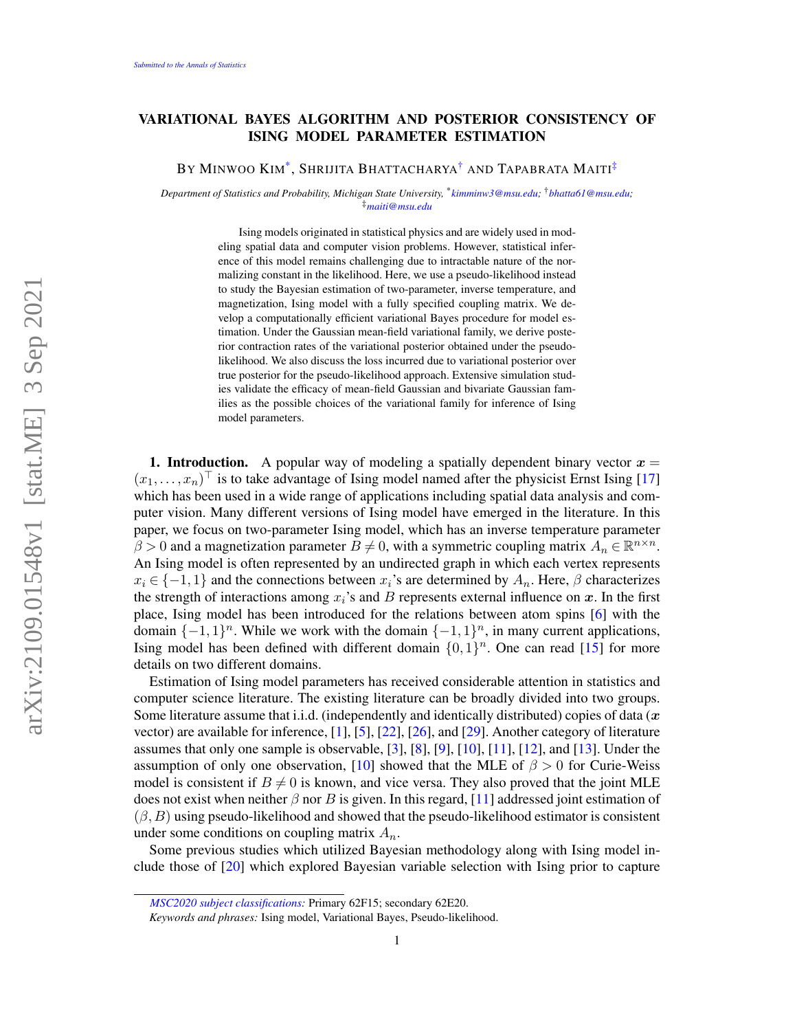# VARIATIONAL BAYES ALGORITHM AND POSTERIOR CONSISTENCY OF ISING MODEL PARAMETER ESTIMATION

BY MINWOO KIM[*], SHRIJITA BHATTACHARYA[†] AND TAPABRATA MAITI[‡]

*Department of Statistics and Probability, Michigan State University,* [*]*kimminw3@msu.edu;* [†]*bhatta61@msu.edu;* [‡]*maiti@msu.edu*

Ising models originated in statistical physics and are widely used in modeling spatial data and computer vision problems. However, statistical inference of this model remains challenging due to intractable nature of the normalizing constant in the likelihood. Here, we use a pseudo-likelihood instead to study the Bayesian estimation of two-parameter, inverse temperature, and magnetization, Ising model with a fully specified coupling matrix. We develop a computationally efficient variational Bayes procedure for model estimation. Under the Gaussian mean-field variational family, we derive posterior contraction rates of the variational posterior obtained under the pseudo-likelihood. We also discuss the loss incurred due to variational posterior over true posterior for the pseudo-likelihood approach. Extensive simulation studies validate the efficacy of mean-field Gaussian and bivariate Gaussian families as the possible choices of the variational family for inference of Ising model parameters.

**1. Introduction.** A popular way of modeling a spatially dependent binary vector $\boldsymbol{x} = (x_1, \ldots, x_n)^\top$ is to take advantage of Ising model named after the physicist Ernst Ising [17] which has been used in a wide range of applications including spatial data analysis and computer vision. Many different versions of Ising model have emerged in the literature. In this paper, we focus on two-parameter Ising model, which has an inverse temperature parameter $\beta > 0$ and a magnetization parameter $B \neq 0$, with a symmetric coupling matrix $A_n \in \mathbb{R}^{n \times n}$. An Ising model is often represented by an undirected graph in which each vertex represents $x_i \in \{-1, 1\}$ and the connections between $x_i$'s are determined by $A_n$. Here, $\beta$ characterizes the strength of interactions among $x_i$'s and $B$ represents external influence on $\boldsymbol{x}$. In the first place, Ising model has been introduced for the relations between atom spins [6] with the domain $\{-1, 1\}^n$. While we work with the domain $\{-1, 1\}^n$, in many current applications, Ising model has been defined with different domain $\{0, 1\}^n$. One can read [15] for more details on two different domains.

Estimation of Ising model parameters has received considerable attention in statistics and computer science literature. The existing literature can be broadly divided into two groups. Some literature assume that i.i.d. (independently and identically distributed) copies of data ($\boldsymbol{x}$ vector) are available for inference, [1], [5], [22], [26], and [29]. Another category of literature assumes that only one sample is observable, [3], [8], [9], [10], [11], [12], and [13]. Under the assumption of only one observation, [10] showed that the MLE of $\beta > 0$ for Curie-Weiss model is consistent if $B \neq 0$ is known, and vice versa. They also proved that the joint MLE does not exist when neither $\beta$ nor $B$ is given. In this regard, [11] addressed joint estimation of $(\beta, B)$ using pseudo-likelihood and showed that the pseudo-likelihood estimator is consistent under some conditions on coupling matrix $A_n$.

Some previous studies which utilized Bayesian methodology along with Ising model include those of [20] which explored Bayesian variable selection with Ising prior to capture

*MSC2020 subject classifications:* Primary 62F15; secondary 62E20.

*Keywords and phrases:* Ising model, Variational Bayes, Pseudo-likelihood.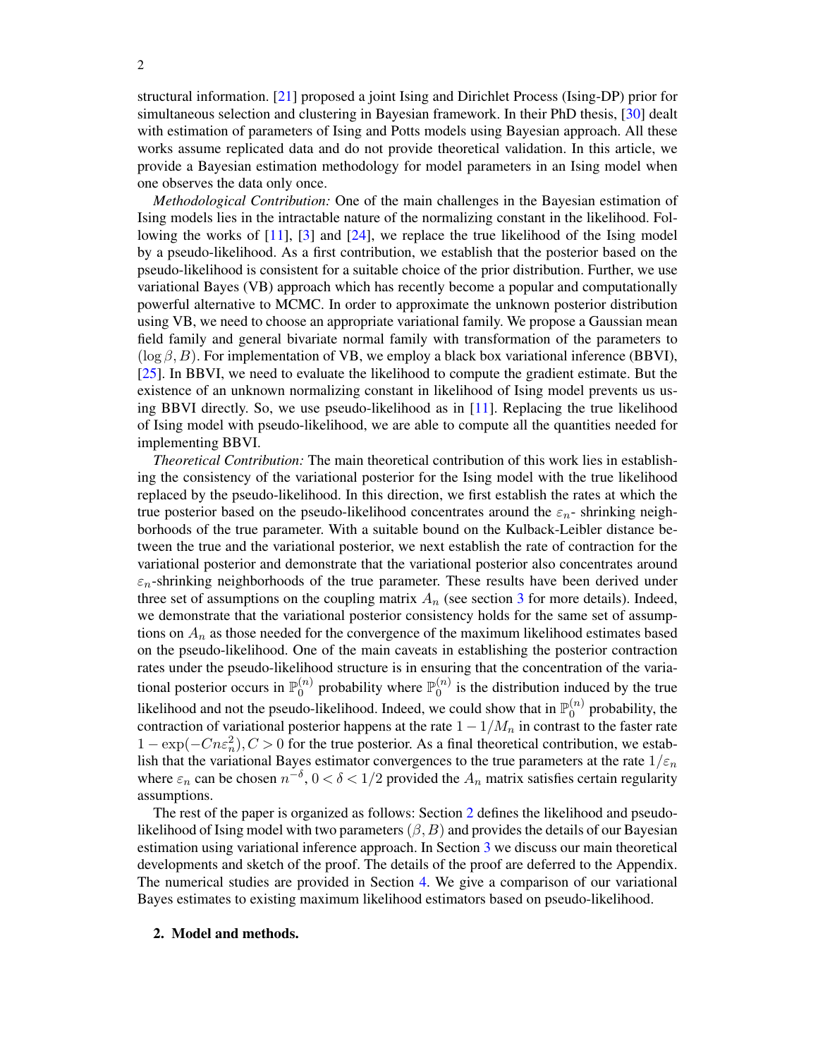structural information. [21] proposed a joint Ising and Dirichlet Process (Ising-DP) prior for simultaneous selection and clustering in Bayesian framework. In their PhD thesis, [30] dealt with estimation of parameters of Ising and Potts models using Bayesian approach. All these works assume replicated data and do not provide theoretical validation. In this article, we provide a Bayesian estimation methodology for model parameters in an Ising model when one observes the data only once.

*Methodological Contribution:* One of the main challenges in the Bayesian estimation of Ising models lies in the intractable nature of the normalizing constant in the likelihood. Following the works of [11], [3] and [24], we replace the true likelihood of the Ising model by a pseudo-likelihood. As a first contribution, we establish that the posterior based on the pseudo-likelihood is consistent for a suitable choice of the prior distribution. Further, we use variational Bayes (VB) approach which has recently become a popular and computationally powerful alternative to MCMC. In order to approximate the unknown posterior distribution using VB, we need to choose an appropriate variational family. We propose a Gaussian mean field family and general bivariate normal family with transformation of the parameters to $(\log \beta, B)$. For implementation of VB, we employ a black box variational inference (BBVI), [25]. In BBVI, we need to evaluate the likelihood to compute the gradient estimate. But the existence of an unknown normalizing constant in likelihood of Ising model prevents us using BBVI directly. So, we use pseudo-likelihood as in [11]. Replacing the true likelihood of Ising model with pseudo-likelihood, we are able to compute all the quantities needed for implementing BBVI.

*Theoretical Contribution:* The main theoretical contribution of this work lies in establishing the consistency of the variational posterior for the Ising model with the true likelihood replaced by the pseudo-likelihood. In this direction, we first establish the rates at which the true posterior based on the pseudo-likelihood concentrates around the $\varepsilon_n$- shrinking neighborhoods of the true parameter. With a suitable bound on the Kulback-Leibler distance between the true and the variational posterior, we next establish the rate of contraction for the variational posterior and demonstrate that the variational posterior also concentrates around $\varepsilon_n$-shrinking neighborhoods of the true parameter. These results have been derived under three set of assumptions on the coupling matrix $A_n$ (see section 3 for more details). Indeed, we demonstrate that the variational posterior consistency holds for the same set of assumptions on $A_n$ as those needed for the convergence of the maximum likelihood estimates based on the pseudo-likelihood. One of the main caveats in establishing the posterior contraction rates under the pseudo-likelihood structure is in ensuring that the concentration of the variational posterior occurs in $\mathbb{P}_0^{(n)}$ probability where $\mathbb{P}_0^{(n)}$ is the distribution induced by the true likelihood and not the pseudo-likelihood. Indeed, we could show that in $\mathbb{P}_0^{(n)}$ probability, the contraction of variational posterior happens at the rate $1 - 1/M_n$ in contrast to the faster rate $1 - \exp(-Cn\varepsilon_n^2), C > 0$ for the true posterior. As a final theoretical contribution, we establish that the variational Bayes estimator convergences to the true parameters at the rate $1/\varepsilon_n$ where $\varepsilon_n$ can be chosen $n^{-\delta}$, $0 < \delta < 1/2$ provided the $A_n$ matrix satisfies certain regularity assumptions.

The rest of the paper is organized as follows: Section 2 defines the likelihood and pseudo-likelihood of Ising model with two parameters $(\beta, B)$ and provides the details of our Bayesian estimation using variational inference approach. In Section 3 we discuss our main theoretical developments and sketch of the proof. The details of the proof are deferred to the Appendix. The numerical studies are provided in Section 4. We give a comparison of our variational Bayes estimates to existing maximum likelihood estimators based on pseudo-likelihood.

## 2. Model and methods.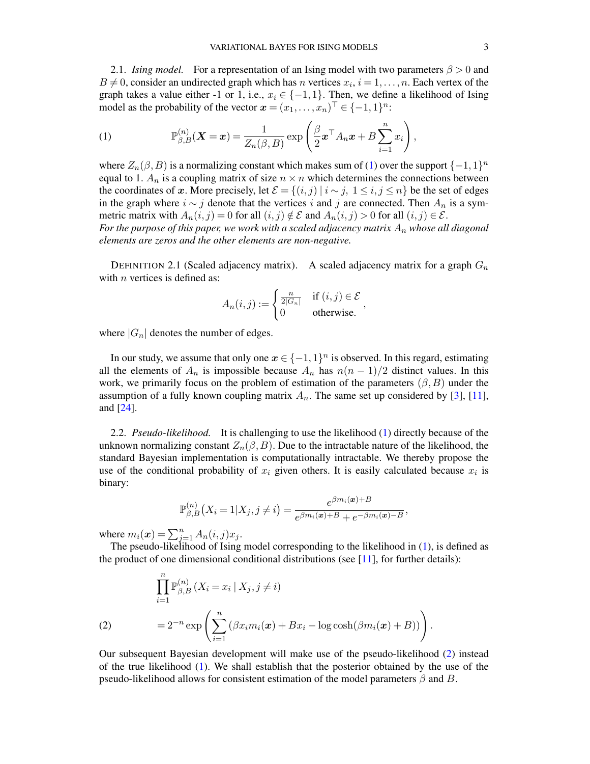2.1. *Ising model.* For a representation of an Ising model with two parameters $\beta > 0$ and $B \neq 0$, consider an undirected graph which has $n$ vertices $x_i$, $i = 1, \dots, n$. Each vertex of the graph takes a value either -1 or 1, i.e., $x_i \in \{-1, 1\}$. Then, we define a likelihood of Ising model as the probability of the vector $\boldsymbol{x} = (x_1, \dots, x_n)^\top \in \{-1, 1\}^n$:

$$\mathbb{P}^{(n)}_{\beta,B}(\boldsymbol{X} = \boldsymbol{x}) = \frac{1}{Z_n(\beta, B)} \exp\left(\frac{\beta}{2}\boldsymbol{x}^\top A_n \boldsymbol{x} + B\sum_{i=1}^n x_i\right), \tag{1}$$

where $Z_n(\beta, B)$ is a normalizing constant which makes sum of (1) over the support $\{-1, 1\}^n$ equal to 1. $A_n$ is a coupling matrix of size $n \times n$ which determines the connections between the coordinates of $\boldsymbol{x}$. More precisely, let $\mathcal{E} = \{(i, j) \mid i \sim j,\ 1 \leq i, j \leq n\}$ be the set of edges in the graph where $i \sim j$ denote that the vertices $i$ and $j$ are connected. Then $A_n$ is a symmetric matrix with $A_n(i, j) = 0$ for all $(i, j) \notin \mathcal{E}$ and $A_n(i, j) > 0$ for all $(i, j) \in \mathcal{E}$.
*For the purpose of this paper, we work with a scaled adjacency matrix $A_n$ whose all diagonal elements are zeros and the other elements are non-negative.*

DEFINITION 2.1 (Scaled adjacency matrix). A scaled adjacency matrix for a graph $G_n$ with $n$ vertices is defined as:

$$A_n(i, j) := \begin{cases} \frac{n}{2|G_n|} & \text{if } (i, j) \in \mathcal{E} \\ 0 & \text{otherwise.} \end{cases},$$

where $|G_n|$ denotes the number of edges.

In our study, we assume that only one $\boldsymbol{x} \in \{-1, 1\}^n$ is observed. In this regard, estimating all the elements of $A_n$ is impossible because $A_n$ has $n(n-1)/2$ distinct values. In this work, we primarily focus on the problem of estimation of the parameters $(\beta, B)$ under the assumption of a fully known coupling matrix $A_n$. The same set up considered by [3], [11], and [24].

2.2. *Pseudo-likelihood.* It is challenging to use the likelihood (1) directly because of the unknown normalizing constant $Z_n(\beta, B)$. Due to the intractable nature of the likelihood, the standard Bayesian implementation is computationally intractable. We thereby propose the use of the conditional probability of $x_i$ given others. It is easily calculated because $x_i$ is binary:

$$\mathbb{P}^{(n)}_{\beta,B}(X_i = 1 | X_j, j \neq i) = \frac{e^{\beta m_i(\boldsymbol{x}) + B}}{e^{\beta m_i(\boldsymbol{x}) + B} + e^{-\beta m_i(\boldsymbol{x}) - B}},$$

where $m_i(\boldsymbol{x}) = \sum_{j=1}^n A_n(i, j) x_j$.

The pseudo-likelihood of Ising model corresponding to the likelihood in (1), is defined as the product of one dimensional conditional distributions (see [11], for further details):

$$\begin{aligned} &\prod_{i=1}^n \mathbb{P}^{(n)}_{\beta,B}\left(X_i = x_i \mid X_j, j \neq i\right) \\ &= 2^{-n} \exp\left(\sum_{i=1}^n \left(\beta x_i m_i(\boldsymbol{x}) + B x_i - \log\cosh(\beta m_i(\boldsymbol{x}) + B)\right)\right). \end{aligned} \tag{2}$$

Our subsequent Bayesian development will make use of the pseudo-likelihood (2) instead of the true likelihood (1). We shall establish that the posterior obtained by the use of the pseudo-likelihood allows for consistent estimation of the model parameters $\beta$ and $B$.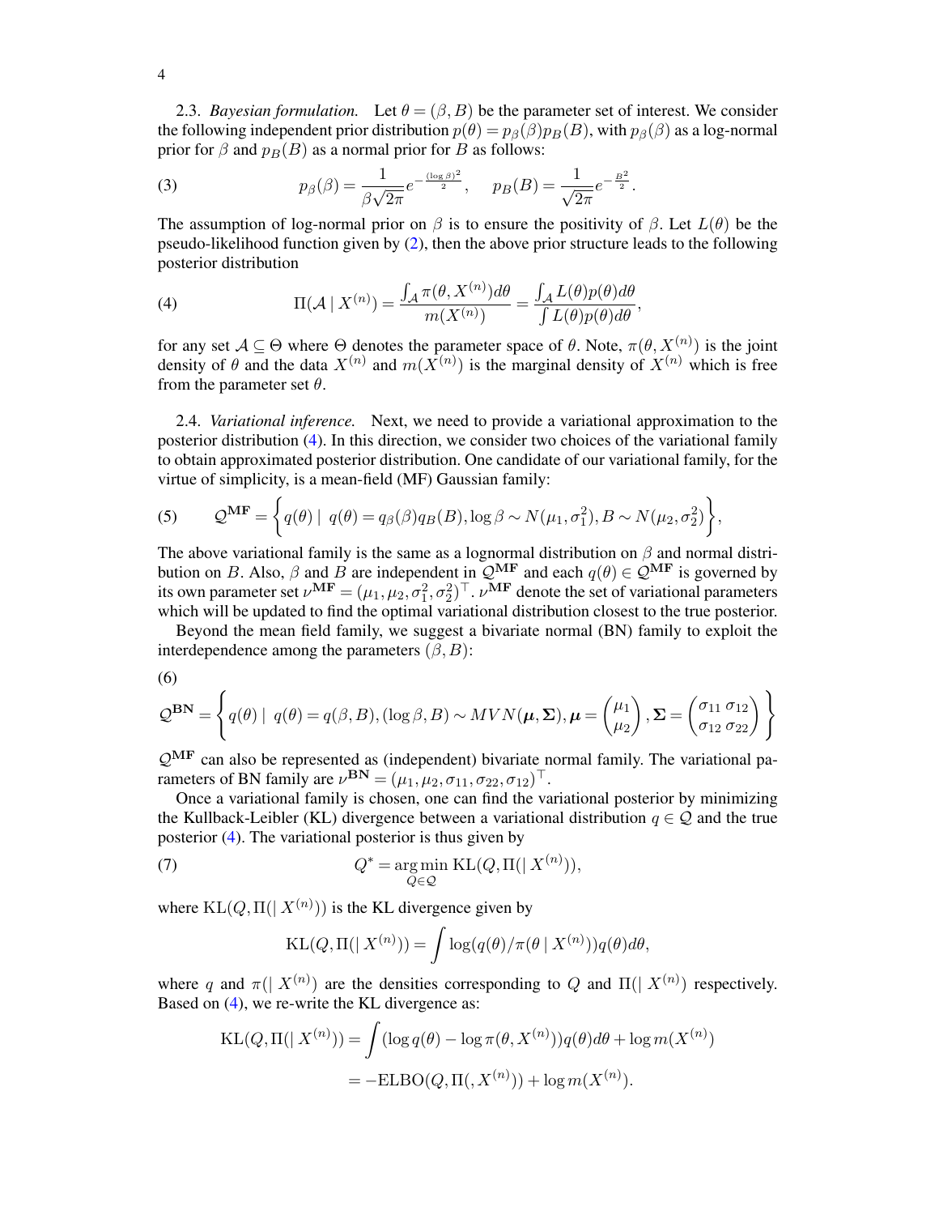2.3. *Bayesian formulation.* Let $\theta = (\beta, B)$ be the parameter set of interest. We consider the following independent prior distribution $p(\theta) = p_\beta(\beta)p_B(B)$, with $p_\beta(\beta)$ as a log-normal prior for $\beta$ and $p_B(B)$ as a normal prior for $B$ as follows:

$$p_\beta(\beta) = \frac{1}{\beta\sqrt{2\pi}} e^{-\frac{(\log\beta)^2}{2}}, \quad p_B(B) = \frac{1}{\sqrt{2\pi}} e^{-\frac{B^2}{2}}. \tag{3}$$

The assumption of log-normal prior on $\beta$ is to ensure the positivity of $\beta$. Let $L(\theta)$ be the pseudo-likelihood function given by (2), then the above prior structure leads to the following posterior distribution

$$\Pi(\mathcal{A} \mid X^{(n)}) = \frac{\int_{\mathcal{A}} \pi(\theta, X^{(n)}) d\theta}{m(X^{(n)})} = \frac{\int_{\mathcal{A}} L(\theta)p(\theta)d\theta}{\int L(\theta)p(\theta)d\theta}, \tag{4}$$

for any set $\mathcal{A} \subseteq \Theta$ where $\Theta$ denotes the parameter space of $\theta$. Note, $\pi(\theta, X^{(n)})$ is the joint density of $\theta$ and the data $X^{(n)}$ and $m(X^{(n)})$ is the marginal density of $X^{(n)}$ which is free from the parameter set $\theta$.

2.4. *Variational inference.* Next, we need to provide a variational approximation to the posterior distribution (4). In this direction, we consider two choices of the variational family to obtain approximated posterior distribution. One candidate of our variational family, for the virtue of simplicity, is a mean-field (MF) Gaussian family:

$$\mathcal{Q}^{\mathbf{MF}} = \left\{ q(\theta) \mid \; q(\theta) = q_\beta(\beta)q_B(B), \log\beta \sim N(\mu_1, \sigma_1^2), B \sim N(\mu_2, \sigma_2^2) \right\}, \tag{5}$$

The above variational family is the same as a lognormal distribution on $\beta$ and normal distribution on $B$. Also, $\beta$ and $B$ are independent in $\mathcal{Q}^{\mathbf{MF}}$ and each $q(\theta) \in \mathcal{Q}^{\mathbf{MF}}$ is governed by its own parameter set $\nu^{\mathbf{MF}} = (\mu_1, \mu_2, \sigma_1^2, \sigma_2^2)^\top$. $\nu^{\mathbf{MF}}$ denote the set of variational parameters which will be updated to find the optimal variational distribution closest to the true posterior.

Beyond the mean field family, we suggest a bivariate normal (BN) family to exploit the interdependence among the parameters $(\beta, B)$:

$$\mathcal{Q}^{\mathbf{BN}} = \left\{ q(\theta) \mid \; q(\theta) = q(\beta, B), (\log\beta, B) \sim MVN(\boldsymbol{\mu}, \boldsymbol{\Sigma}), \boldsymbol{\mu} = \begin{pmatrix} \mu_1 \\ \mu_2 \end{pmatrix}, \boldsymbol{\Sigma} = \begin{pmatrix} \sigma_{11} & \sigma_{12} \\ \sigma_{12} & \sigma_{22} \end{pmatrix} \right\} \tag{6}$$

$\mathcal{Q}^{\mathbf{MF}}$ can also be represented as (independent) bivariate normal family. The variational parameters of BN family are $\nu^{\mathbf{BN}} = (\mu_1, \mu_2, \sigma_{11}, \sigma_{22}, \sigma_{12})^\top$.

Once a variational family is chosen, one can find the variational posterior by minimizing the Kullback-Leibler (KL) divergence between a variational distribution $q \in \mathcal{Q}$ and the true posterior (4). The variational posterior is thus given by

$$Q^* = \underset{Q \in \mathcal{Q}}{\arg\min} \, \mathrm{KL}(Q, \Pi(\mid X^{(n)})), \tag{7}$$

where $\mathrm{KL}(Q, \Pi(\mid X^{(n)}))$ is the KL divergence given by

$$\mathrm{KL}(Q, \Pi(\mid X^{(n)})) = \int \log(q(\theta)/\pi(\theta \mid X^{(n)}))q(\theta)d\theta,$$

where $q$ and $\pi(\mid X^{(n)})$ are the densities corresponding to $Q$ and $\Pi(\mid X^{(n)})$ respectively. Based on (4), we re-write the KL divergence as:

$$\begin{aligned}
\mathrm{KL}(Q, \Pi(\mid X^{(n)})) &= \int (\log q(\theta) - \log \pi(\theta, X^{(n)}))q(\theta)d\theta + \log m(X^{(n)}) \\
&= -\mathrm{ELBO}(Q, \Pi(, X^{(n)})) + \log m(X^{(n)}).
\end{aligned}$$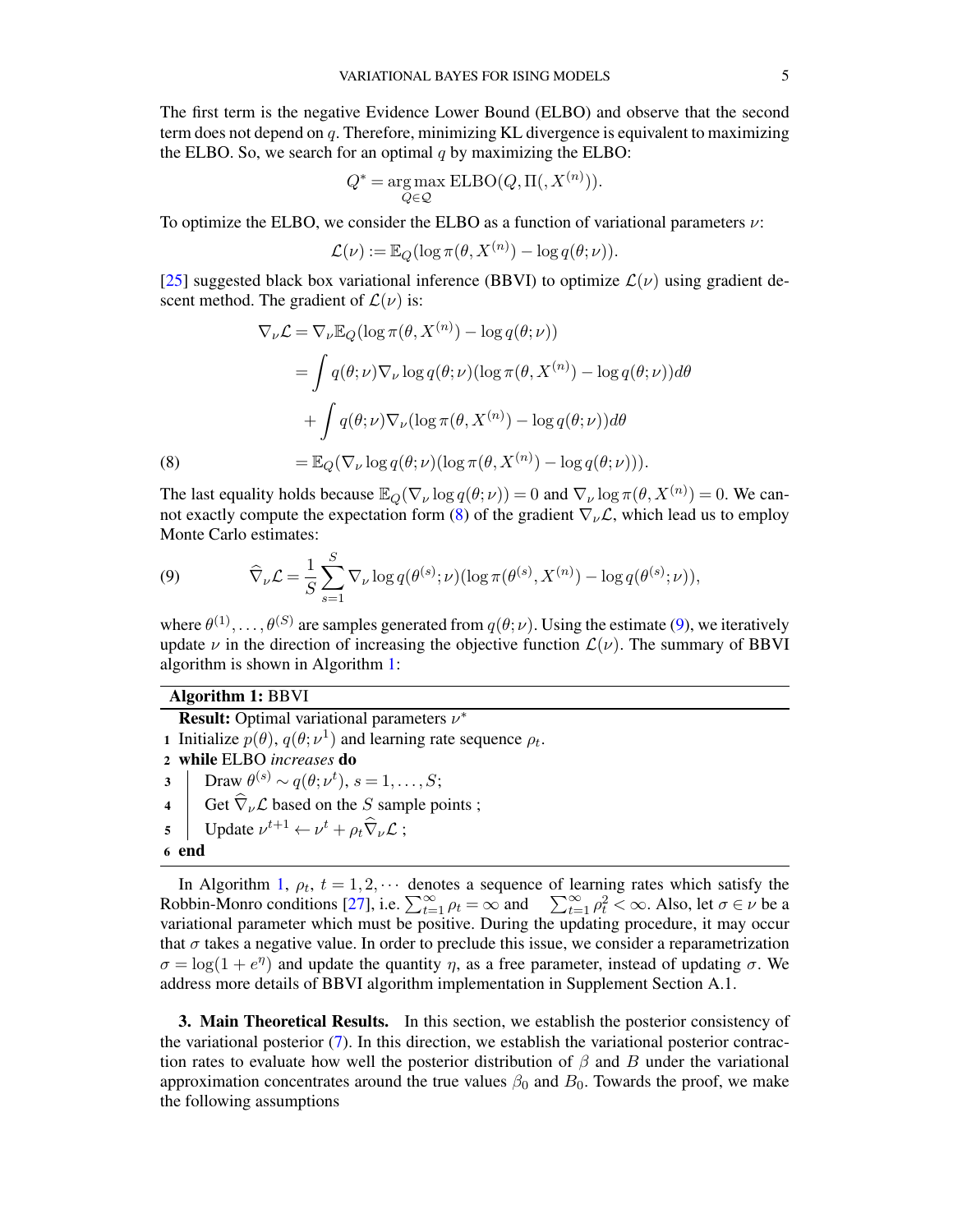The first term is the negative Evidence Lower Bound (ELBO) and observe that the second term does not depend on $q$. Therefore, minimizing KL divergence is equivalent to maximizing the ELBO. So, we search for an optimal $q$ by maximizing the ELBO:

$$Q^* = \underset{Q \in \mathcal{Q}}{\arg\max}\, \text{ELBO}(Q, \Pi(, X^{(n)})).$$

To optimize the ELBO, we consider the ELBO as a function of variational parameters $\nu$:

$$\mathcal{L}(\nu) := \mathbb{E}_Q(\log \pi(\theta, X^{(n)}) - \log q(\theta; \nu)).$$

[25] suggested black box variational inference (BBVI) to optimize $\mathcal{L}(\nu)$ using gradient descent method. The gradient of $\mathcal{L}(\nu)$ is:

$$\begin{aligned}
\nabla_\nu \mathcal{L} &= \nabla_\nu \mathbb{E}_Q(\log \pi(\theta, X^{(n)}) - \log q(\theta; \nu)) \\
&= \int q(\theta; \nu) \nabla_\nu \log q(\theta; \nu)(\log \pi(\theta, X^{(n)}) - \log q(\theta; \nu)) d\theta \\
&\quad + \int q(\theta; \nu) \nabla_\nu (\log \pi(\theta, X^{(n)}) - \log q(\theta; \nu)) d\theta \\
&= \mathbb{E}_Q(\nabla_\nu \log q(\theta; \nu)(\log \pi(\theta, X^{(n)}) - \log q(\theta; \nu))). \qquad (8)
\end{aligned}$$

The last equality holds because $\mathbb{E}_Q(\nabla_\nu \log q(\theta; \nu)) = 0$ and $\nabla_\nu \log \pi(\theta, X^{(n)}) = 0$. We cannot exactly compute the expectation form (8) of the gradient $\nabla_\nu \mathcal{L}$, which lead us to employ Monte Carlo estimates:

$$\widehat{\nabla}_\nu \mathcal{L} = \frac{1}{S} \sum_{s=1}^{S} \nabla_\nu \log q(\theta^{(s)}; \nu)(\log \pi(\theta^{(s)}, X^{(n)}) - \log q(\theta^{(s)}; \nu)), \qquad (9)$$

where $\theta^{(1)}, \ldots, \theta^{(S)}$ are samples generated from $q(\theta; \nu)$. Using the estimate (9), we iteratively update $\nu$ in the direction of increasing the objective function $\mathcal{L}(\nu)$. The summary of BBVI algorithm is shown in Algorithm 1:

**Algorithm 1:** BBVI

**Result:** Optimal variational parameters $\nu^*$

1. Initialize $p(\theta)$, $q(\theta; \nu^1)$ and learning rate sequence $\rho_t$.
2. **while** ELBO *increases* **do**
3. Draw $\theta^{(s)} \sim q(\theta; \nu^t)$, $s = 1, \ldots, S$;
4. Get $\widehat{\nabla}_\nu \mathcal{L}$ based on the $S$ sample points ;
5. Update $\nu^{t+1} \leftarrow \nu^t + \rho_t \widehat{\nabla}_\nu \mathcal{L}$ ;
6. **end**

In Algorithm 1, $\rho_t$, $t = 1, 2, \cdots$ denotes a sequence of learning rates which satisfy the Robbin-Monro conditions [27], i.e. $\sum_{t=1}^{\infty} \rho_t = \infty$ and $\sum_{t=1}^{\infty} \rho_t^2 < \infty$. Also, let $\sigma \in \nu$ be a variational parameter which must be positive. During the updating procedure, it may occur that $\sigma$ takes a negative value. In order to preclude this issue, we consider a reparametrization $\sigma = \log(1 + e^\eta)$ and update the quantity $\eta$, as a free parameter, instead of updating $\sigma$. We address more details of BBVI algorithm implementation in Supplement Section A.1.

## 3. Main Theoretical Results.

In this section, we establish the posterior consistency of the variational posterior (7). In this direction, we establish the variational posterior contraction rates to evaluate how well the posterior distribution of $\beta$ and $B$ under the variational approximation concentrates around the true values $\beta_0$ and $B_0$. Towards the proof, we make the following assumptions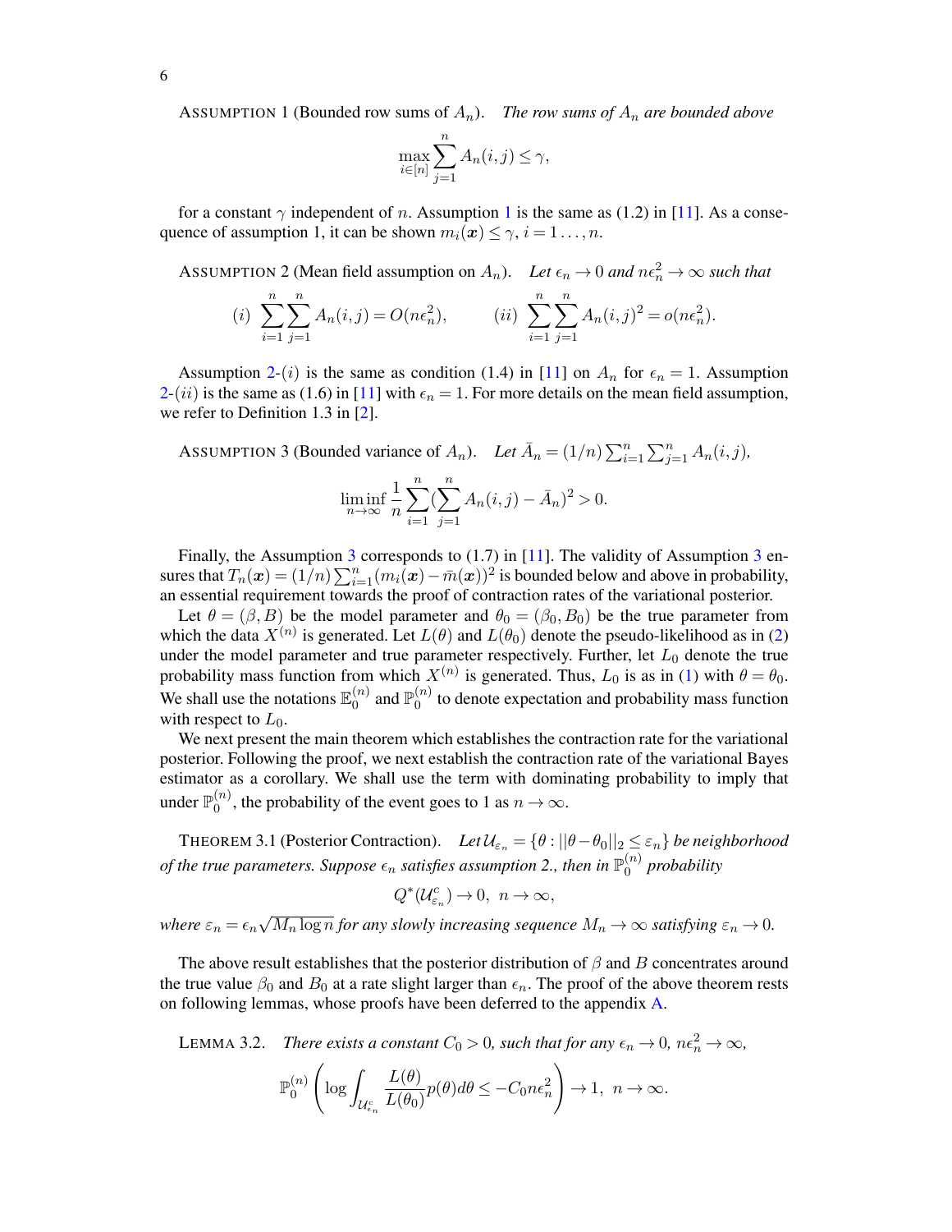ASSUMPTION 1 (Bounded row sums of $A_n$). *The row sums of $A_n$ are bounded above*

$$\max_{i\in[n]} \sum_{j=1}^{n} A_n(i,j) \le \gamma,$$

for a constant $\gamma$ independent of $n$. Assumption 1 is the same as (1.2) in [11]. As a consequence of assumption 1, it can be shown $m_i(\boldsymbol{x}) \le \gamma$, $i = 1\dots,n$.

ASSUMPTION 2 (Mean field assumption on $A_n$). *Let $\epsilon_n \to 0$ and $n\epsilon_n^2 \to \infty$ such that*

$$(i)\ \sum_{i=1}^{n}\sum_{j=1}^{n} A_n(i,j) = O(n\epsilon_n^2), \qquad (ii)\ \sum_{i=1}^{n}\sum_{j=1}^{n} A_n(i,j)^2 = o(n\epsilon_n^2).$$

Assumption 2-$(i)$ is the same as condition (1.4) in [11] on $A_n$ for $\epsilon_n = 1$. Assumption 2-$(ii)$ is the same as (1.6) in [11] with $\epsilon_n = 1$. For more details on the mean field assumption, we refer to Definition 1.3 in [2].

ASSUMPTION 3 (Bounded variance of $A_n$). *Let $\bar{A}_n = (1/n)\sum_{i=1}^{n}\sum_{j=1}^{n} A_n(i,j)$,*

$$\liminf_{n\to\infty} \frac{1}{n}\sum_{i=1}^{n}(\sum_{j=1}^{n} A_n(i,j) - \bar{A}_n)^2 > 0.$$

Finally, the Assumption 3 corresponds to (1.7) in [11]. The validity of Assumption 3 ensures that $T_n(\boldsymbol{x}) = (1/n)\sum_{i=1}^{n}(m_i(\boldsymbol{x}) - \bar{m}(\boldsymbol{x}))^2$ is bounded below and above in probability, an essential requirement towards the proof of contraction rates of the variational posterior.

Let $\theta = (\beta, B)$ be the model parameter and $\theta_0 = (\beta_0, B_0)$ be the true parameter from which the data $X^{(n)}$ is generated. Let $L(\theta)$ and $L(\theta_0)$ denote the pseudo-likelihood as in (2) under the model parameter and true parameter respectively. Further, let $L_0$ denote the true probability mass function from which $X^{(n)}$ is generated. Thus, $L_0$ is as in (1) with $\theta = \theta_0$. We shall use the notations $\mathbb{E}_0^{(n)}$ and $\mathbb{P}_0^{(n)}$ to denote expectation and probability mass function with respect to $L_0$.

We next present the main theorem which establishes the contraction rate for the variational posterior. Following the proof, we next establish the contraction rate of the variational Bayes estimator as a corollary. We shall use the term with dominating probability to imply that under $\mathbb{P}_0^{(n)}$, the probability of the event goes to 1 as $n \to \infty$.

THEOREM 3.1 (Posterior Contraction). *Let $\mathcal{U}_{\varepsilon_n} = \{\theta : ||\theta - \theta_0||_2 \le \varepsilon_n\}$ be neighborhood of the true parameters. Suppose $\epsilon_n$ satisfies assumption 2., then in $\mathbb{P}_0^{(n)}$ probability*

$$Q^*(\mathcal{U}_{\varepsilon_n}^c) \to 0,\ \ n \to \infty,$$

*where $\varepsilon_n = \epsilon_n\sqrt{M_n \log n}$ for any slowly increasing sequence $M_n \to \infty$ satisfying $\varepsilon_n \to 0$.*

The above result establishes that the posterior distribution of $\beta$ and $B$ concentrates around the true value $\beta_0$ and $B_0$ at a rate slight larger than $\epsilon_n$. The proof of the above theorem rests on following lemmas, whose proofs have been deferred to the appendix A.

LEMMA 3.2. *There exists a constant $C_0 > 0$, such that for any $\epsilon_n \to 0$, $n\epsilon_n^2 \to \infty$,*

$$\mathbb{P}_0^{(n)}\left(\log \int_{\mathcal{U}_{\epsilon_n}^c} \frac{L(\theta)}{L(\theta_0)} p(\theta)d\theta \le -C_0 n\epsilon_n^2\right) \to 1,\ \ n \to \infty.$$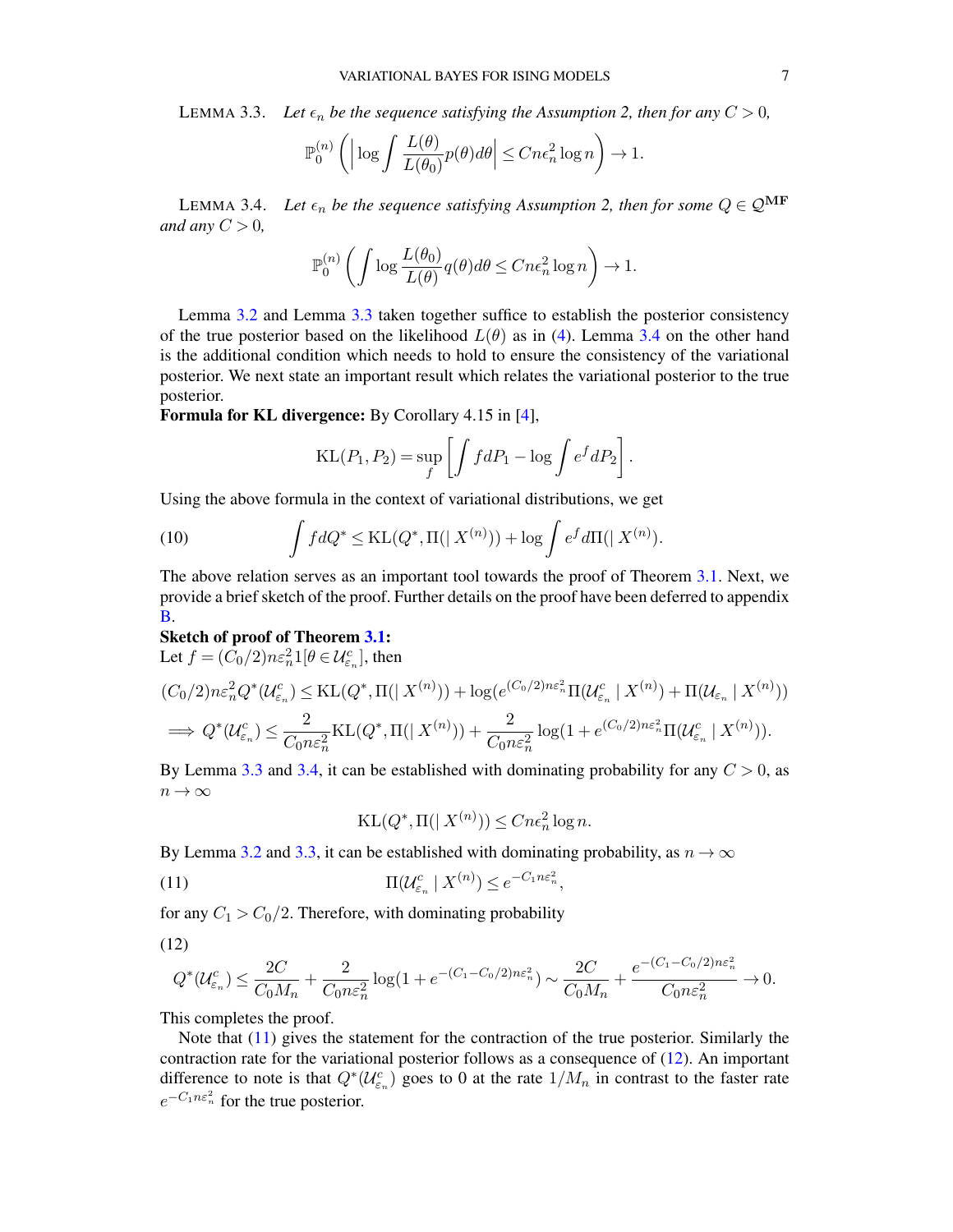LEMMA 3.3. *Let $\epsilon_n$ be the sequence satisfying the Assumption 2, then for any $C > 0$,*

$$\mathbb{P}_0^{(n)}\left( \left| \log \int \frac{L(\theta)}{L(\theta_0)} p(\theta) d\theta \right| \leq C n \epsilon_n^2 \log n \right) \to 1.$$

LEMMA 3.4. *Let $\epsilon_n$ be the sequence satisfying Assumption 2, then for some $Q \in \mathcal{Q}^{\mathbf{MF}}$ and any $C > 0$,*

$$\mathbb{P}_0^{(n)}\left( \int \log \frac{L(\theta_0)}{L(\theta)} q(\theta) d\theta \leq C n \epsilon_n^2 \log n \right) \to 1.$$

Lemma 3.2 and Lemma 3.3 taken together suffice to establish the posterior consistency of the true posterior based on the likelihood $L(\theta)$ as in (4). Lemma 3.4 on the other hand is the additional condition which needs to hold to ensure the consistency of the variational posterior. We next state an important result which relates the variational posterior to the true posterior.

**Formula for KL divergence:** By Corollary 4.15 in [4],

$$\mathrm{KL}(P_1, P_2) = \sup_f \left[ \int f dP_1 - \log \int e^f dP_2 \right].$$

Using the above formula in the context of variational distributions, we get

$$\int f dQ^* \leq \mathrm{KL}(Q^*, \Pi(| X^{(n)})) + \log \int e^f d\Pi(| X^{(n)}). \tag{10}$$

The above relation serves as an important tool towards the proof of Theorem 3.1. Next, we provide a brief sketch of the proof. Further details on the proof have been deferred to appendix B.

**Sketch of proof of Theorem 3.1:**

Let $f = (C_0/2) n \varepsilon_n^2 1[\theta \in \mathcal{U}_{\varepsilon_n}^c]$, then

$$(C_0/2) n \varepsilon_n^2 Q^*(\mathcal{U}_{\varepsilon_n}^c) \leq \mathrm{KL}(Q^*, \Pi(| X^{(n)})) + \log(e^{(C_0/2) n \varepsilon_n^2} \Pi(\mathcal{U}_{\varepsilon_n}^c \mid X^{(n)}) + \Pi(\mathcal{U}_{\varepsilon_n} \mid X^{(n)}))$$

$$\implies Q^*(\mathcal{U}_{\varepsilon_n}^c) \leq \frac{2}{C_0 n \varepsilon_n^2} \mathrm{KL}(Q^*, \Pi(| X^{(n)})) + \frac{2}{C_0 n \varepsilon_n^2} \log(1 + e^{(C_0/2) n \varepsilon_n^2} \Pi(\mathcal{U}_{\varepsilon_n}^c \mid X^{(n)})).$$

By Lemma 3.3 and 3.4, it can be established with dominating probability for any $C > 0$, as $n \to \infty$

$$\mathrm{KL}(Q^*, \Pi(| X^{(n)})) \leq C n \epsilon_n^2 \log n.$$

By Lemma 3.2 and 3.3, it can be established with dominating probability, as $n \to \infty$

$$\Pi(\mathcal{U}_{\varepsilon_n}^c \mid X^{(n)}) \leq e^{-C_1 n \varepsilon_n^2}, \tag{11}$$

for any $C_1 > C_0/2$. Therefore, with dominating probability

$$Q^*(\mathcal{U}_{\varepsilon_n}^c) \leq \frac{2C}{C_0 M_n} + \frac{2}{C_0 n \varepsilon_n^2} \log(1 + e^{-(C_1 - C_0/2) n \varepsilon_n^2}) \sim \frac{2C}{C_0 M_n} + \frac{e^{-(C_1 - C_0/2) n \varepsilon_n^2}}{C_0 n \varepsilon_n^2} \to 0. \tag{12}$$

This completes the proof.

Note that (11) gives the statement for the contraction of the true posterior. Similarly the contraction rate for the variational posterior follows as a consequence of (12). An important difference to note is that $Q^*(\mathcal{U}_{\varepsilon_n}^c)$ goes to 0 at the rate $1/M_n$ in contrast to the faster rate $e^{-C_1 n \varepsilon_n^2}$ for the true posterior.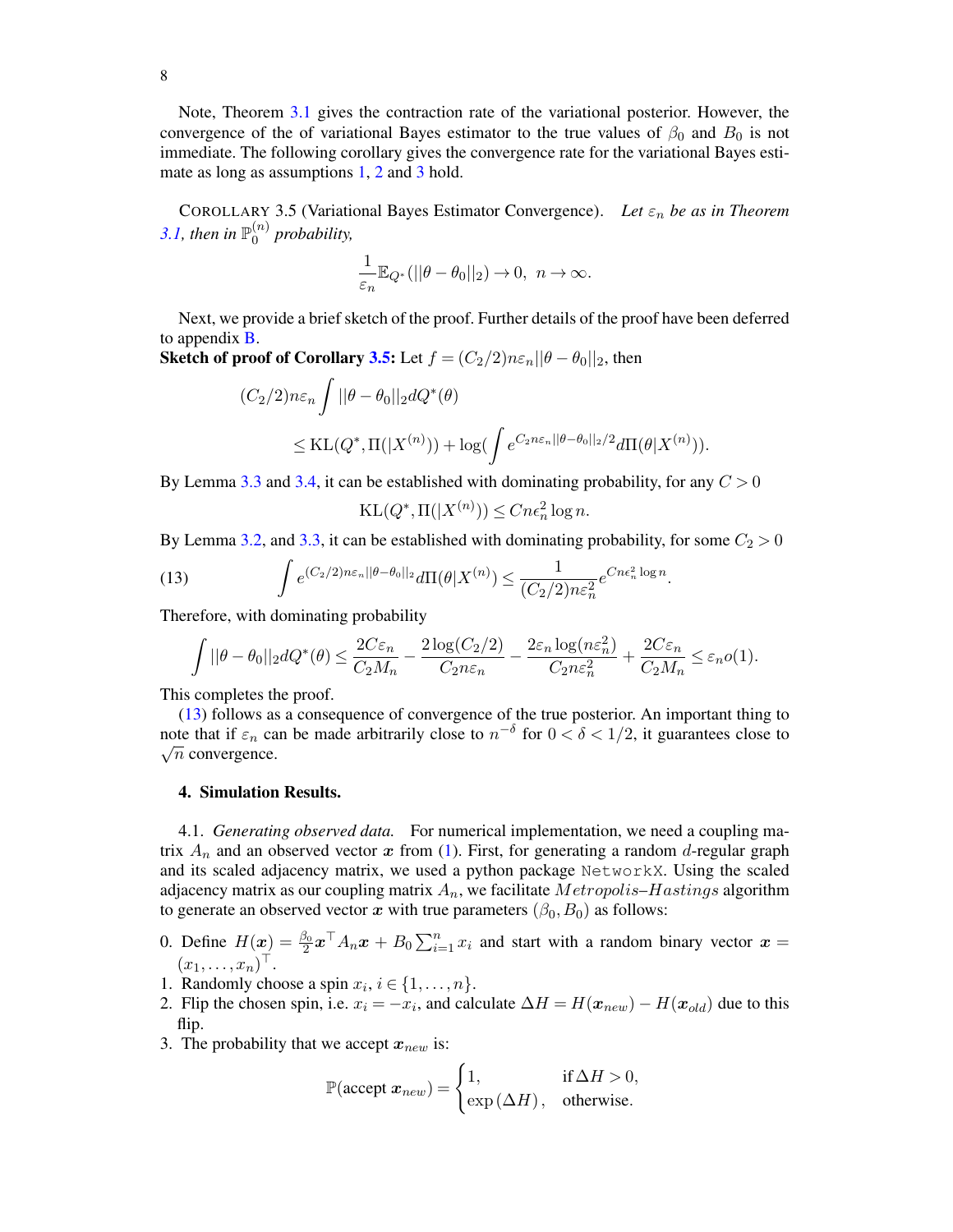Note, Theorem 3.1 gives the contraction rate of the variational posterior. However, the convergence of the of variational Bayes estimator to the true values of $\beta_0$ and $B_0$ is not immediate. The following corollary gives the convergence rate for the variational Bayes estimate as long as assumptions 1, 2 and 3 hold.

COROLLARY 3.5 (Variational Bayes Estimator Convergence). *Let $\varepsilon_n$ be as in Theorem 3.1, then in $\mathbb{P}_0^{(n)}$ probability,*

$$\frac{1}{\varepsilon_n}\mathbb{E}_{Q^*}(||\theta-\theta_0||_2) \to 0, \;\; n\to\infty.$$

Next, we provide a brief sketch of the proof. Further details of the proof have been deferred to appendix B.

**Sketch of proof of Corollary 3.5:** Let $f=(C_2/2)n\varepsilon_n||\theta-\theta_0||_2$, then

$$(C_2/2)n\varepsilon_n\int ||\theta-\theta_0||_2 dQ^*(\theta) \\ \leq \mathrm{KL}(Q^*,\Pi(|X^{(n)})) + \log(\int e^{C_2 n\varepsilon_n||\theta-\theta_0||_2/2}d\Pi(\theta|X^{(n)})).$$

By Lemma 3.3 and 3.4, it can be established with dominating probability, for any $C>0$

$$\mathrm{KL}(Q^*,\Pi(|X^{(n)})) \leq Cn\epsilon_n^2\log n.$$

By Lemma 3.2, and 3.3, it can be established with dominating probability, for some $C_2>0$

$$\int e^{(C_2/2)n\varepsilon_n||\theta-\theta_0||_2}d\Pi(\theta|X^{(n)}) \leq \frac{1}{(C_2/2)n\varepsilon_n^2}e^{Cn\epsilon_n^2\log n}. \tag{13}$$

Therefore, with dominating probability

$$\int ||\theta-\theta_0||_2 dQ^*(\theta) \leq \frac{2C\varepsilon_n}{C_2 M_n} - \frac{2\log(C_2/2)}{C_2 n\varepsilon_n} - \frac{2\varepsilon_n\log(n\varepsilon_n^2)}{C_2 n\varepsilon_n^2} + \frac{2C\varepsilon_n}{C_2 M_n} \leq \varepsilon_n o(1).$$

This completes the proof.

(13) follows as a consequence of convergence of the true posterior. An important thing to note that if $\varepsilon_n$ can be made arbitrarily close to $n^{-\delta}$ for $0<\delta<1/2$, it guarantees close to $\sqrt{n}$ convergence.

## 4. Simulation Results.

4.1. *Generating observed data.* For numerical implementation, we need a coupling matrix $A_n$ and an observed vector $\boldsymbol{x}$ from (1). First, for generating a random $d$-regular graph and its scaled adjacency matrix, we used a python package NetworkX. Using the scaled adjacency matrix as our coupling matrix $A_n$, we facilitate $Metropolis$–$Hastings$ algorithm to generate an observed vector $\boldsymbol{x}$ with true parameters $(\beta_0, B_0)$ as follows:

0. Define $H(\boldsymbol{x}) = \frac{\beta_0}{2}\boldsymbol{x}^\top A_n\boldsymbol{x} + B_0\sum_{i=1}^n x_i$ and start with a random binary vector $\boldsymbol{x} = (x_1,\ldots,x_n)^\top$.
1. Randomly choose a spin $x_i$, $i\in\{1,\ldots,n\}$.
2. Flip the chosen spin, i.e. $x_i=-x_i$, and calculate $\Delta H = H(\boldsymbol{x}_{new}) - H(\boldsymbol{x}_{old})$ due to this flip.
3. The probability that we accept $\boldsymbol{x}_{new}$ is:

$$\mathbb{P}(\text{accept } \boldsymbol{x}_{new}) = \begin{cases} 1, & \text{if } \Delta H > 0, \\ \exp(\Delta H), & \text{otherwise.} \end{cases}$$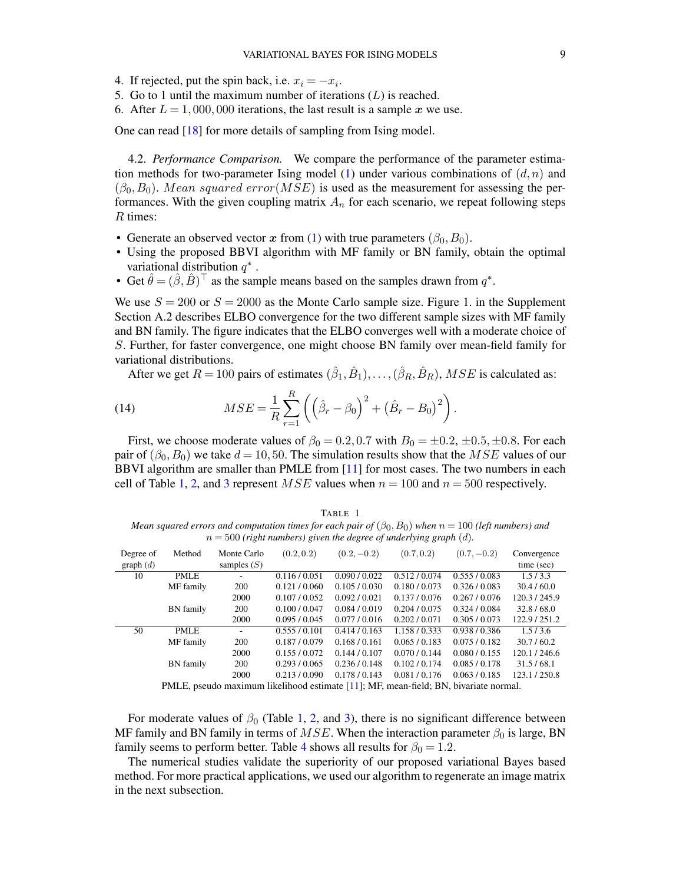4. If rejected, put the spin back, i.e. $x_i = -x_i$.
5. Go to 1 until the maximum number of iterations ($L$) is reached.
6. After $L = 1,000,000$ iterations, the last result is a sample $\boldsymbol{x}$ we use.

One can read [18] for more details of sampling from Ising model.

4.2. *Performance Comparison.* We compare the performance of the parameter estimation methods for two-parameter Ising model (1) under various combinations of $(d, n)$ and $(\beta_0, B_0)$. $Mean\ squared\ error(MSE)$ is used as the measurement for assessing the performances. With the given coupling matrix $A_n$ for each scenario, we repeat following steps $R$ times:

- Generate an observed vector $\boldsymbol{x}$ from (1) with true parameters $(\beta_0, B_0)$.
- Using the proposed BBVI algorithm with MF family or BN family, obtain the optimal variational distribution $q^*$ .
- Get $\hat{\theta} = (\hat{\beta}, \hat{B})^\top$ as the sample means based on the samples drawn from $q^*$.

We use $S = 200$ or $S = 2000$ as the Monte Carlo sample size. Figure 1. in the Supplement Section A.2 describes ELBO convergence for the two different sample sizes with MF family and BN family. The figure indicates that the ELBO converges well with a moderate choice of $S$. Further, for faster convergence, one might choose BN family over mean-field family for variational distributions.

After we get $R = 100$ pairs of estimates $(\hat{\beta}_1, \hat{B}_1), \ldots, (\hat{\beta}_R, \hat{B}_R)$, $MSE$ is calculated as:

$$MSE = \frac{1}{R} \sum_{r=1}^{R} \left( \left( \hat{\beta}_r - \beta_0 \right)^2 + \left( \hat{B}_r - B_0 \right)^2 \right). \tag{14}$$

First, we choose moderate values of $\beta_0 = 0.2, 0.7$ with $B_0 = \pm 0.2, \pm 0.5, \pm 0.8$. For each pair of $(\beta_0, B_0)$ we take $d = 10, 50$. The simulation results show that the $MSE$ values of our BBVI algorithm are smaller than PMLE from [11] for most cases. The two numbers in each cell of Table 1, 2, and 3 represent $MSE$ values when $n = 100$ and $n = 500$ respectively.

TABLE 1

*Mean squared errors and computation times for each pair of $(\beta_0, B_0)$ when $n = 100$ (left numbers) and $n = 500$ (right numbers) given the degree of underlying graph $(d)$.*

| Degree of graph ($d$) | Method | Monte Carlo samples ($S$) | $(0.2, 0.2)$ | $(0.2, -0.2)$ | $(0.7, 0.2)$ | $(0.7, -0.2)$ | Convergence time (sec) |
|---|---|---|---|---|---|---|---|
| 10 | PMLE | - | 0.116 / 0.051 | 0.090 / 0.022 | 0.512 / 0.074 | 0.555 / 0.083 | 1.5 / 3.3 |
| | MF family | 200 | 0.121 / 0.060 | 0.105 / 0.030 | 0.180 / 0.073 | 0.326 / 0.083 | 30.4 / 60.0 |
| | | 2000 | 0.107 / 0.052 | 0.092 / 0.021 | 0.137 / 0.076 | 0.267 / 0.076 | 120.3 / 245.9 |
| | BN family | 200 | 0.100 / 0.047 | 0.084 / 0.019 | 0.204 / 0.075 | 0.324 / 0.084 | 32.8 / 68.0 |
| | | 2000 | 0.095 / 0.045 | 0.077 / 0.016 | 0.202 / 0.071 | 0.305 / 0.073 | 122.9 / 251.2 |
| 50 | PMLE | - | 0.555 / 0.101 | 0.414 / 0.163 | 1.158 / 0.333 | 0.938 / 0.386 | 1.5 / 3.6 |
| | MF family | 200 | 0.187 / 0.079 | 0.168 / 0.161 | 0.065 / 0.183 | 0.075 / 0.182 | 30.7 / 60.2 |
| | | 2000 | 0.155 / 0.072 | 0.144 / 0.107 | 0.070 / 0.144 | 0.080 / 0.155 | 120.1 / 246.6 |
| | BN family | 200 | 0.293 / 0.065 | 0.236 / 0.148 | 0.102 / 0.174 | 0.085 / 0.178 | 31.5 / 68.1 |
| | | 2000 | 0.213 / 0.090 | 0.178 / 0.143 | 0.081 / 0.176 | 0.063 / 0.185 | 123.1 / 250.8 |

PMLE, pseudo maximum likelihood estimate [11]; MF, mean-field; BN, bivariate normal.

For moderate values of $\beta_0$ (Table 1, 2, and 3), there is no significant difference between MF family and BN family in terms of $MSE$. When the interaction parameter $\beta_0$ is large, BN family seems to perform better. Table 4 shows all results for $\beta_0 = 1.2$.

The numerical studies validate the superiority of our proposed variational Bayes based method. For more practical applications, we used our algorithm to regenerate an image matrix in the next subsection.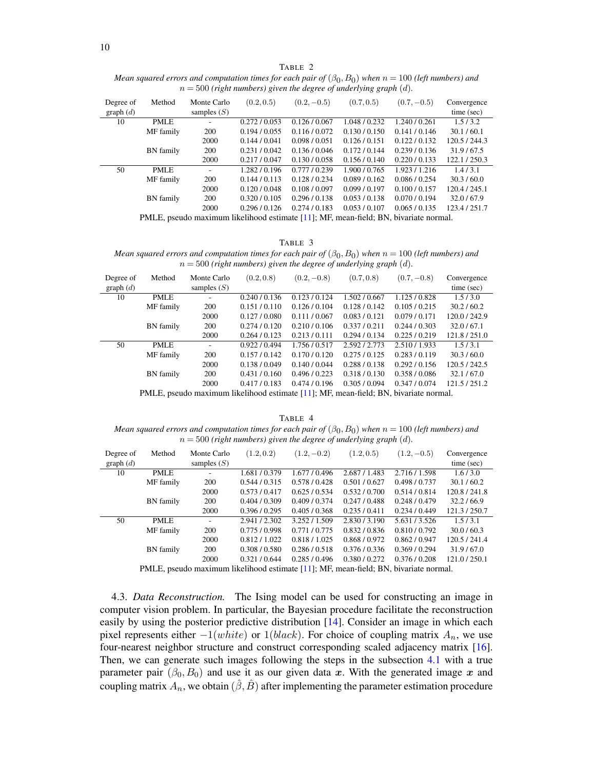TABLE 2

*Mean squared errors and computation times for each pair of $(\beta_0, B_0)$ when $n = 100$ (left numbers) and $n = 500$ (right numbers) given the degree of underlying graph $(d)$.*

| Degree of graph $(d)$ | Method | Monte Carlo samples $(S)$ | $(0.2, 0.5)$ | $(0.2, -0.5)$ | $(0.7, 0.5)$ | $(0.7, -0.5)$ | Convergence time (sec) |
|---|---|---|---|---|---|---|---|
| 10 | PMLE | - | 0.272 / 0.053 | 0.126 / 0.067 | 1.048 / 0.232 | 1.240 / 0.261 | 1.5 / 3.2 |
| | MF family | 200 | 0.194 / 0.055 | 0.116 / 0.072 | 0.130 / 0.150 | 0.141 / 0.146 | 30.1 / 60.1 |
| | | 2000 | 0.144 / 0.041 | 0.098 / 0.051 | 0.126 / 0.151 | 0.122 / 0.132 | 120.5 / 244.3 |
| | BN family | 200 | 0.231 / 0.042 | 0.136 / 0.046 | 0.172 / 0.144 | 0.239 / 0.136 | 31.9 / 67.5 |
| | | 2000 | 0.217 / 0.047 | 0.130 / 0.058 | 0.156 / 0.140 | 0.220 / 0.133 | 122.1 / 250.3 |
| 50 | PMLE | - | 1.282 / 0.196 | 0.777 / 0.239 | 1.900 / 0.765 | 1.923 / 1.216 | 1.4 / 3.1 |
| | MF family | 200 | 0.144 / 0.113 | 0.128 / 0.234 | 0.089 / 0.162 | 0.086 / 0.254 | 30.3 / 60.0 |
| | | 2000 | 0.120 / 0.048 | 0.108 / 0.097 | 0.099 / 0.197 | 0.100 / 0.157 | 120.4 / 245.1 |
| | BN family | 200 | 0.320 / 0.105 | 0.296 / 0.138 | 0.053 / 0.138 | 0.070 / 0.194 | 32.0 / 67.9 |
| | | 2000 | 0.296 / 0.126 | 0.274 / 0.183 | 0.053 / 0.107 | 0.065 / 0.135 | 123.4 / 251.7 |

PMLE, pseudo maximum likelihood estimate [11]; MF, mean-field; BN, bivariate normal.

TABLE 3

*Mean squared errors and computation times for each pair of $(\beta_0, B_0)$ when $n = 100$ (left numbers) and $n = 500$ (right numbers) given the degree of underlying graph $(d)$.*

| Degree of graph $(d)$ | Method | Monte Carlo samples $(S)$ | $(0.2, 0.8)$ | $(0.2, -0.8)$ | $(0.7, 0.8)$ | $(0.7, -0.8)$ | Convergence time (sec) |
|---|---|---|---|---|---|---|---|
| 10 | PMLE | - | 0.240 / 0.136 | 0.123 / 0.124 | 1.502 / 0.667 | 1.125 / 0.828 | 1.5 / 3.0 |
| | MF family | 200 | 0.151 / 0.110 | 0.126 / 0.104 | 0.128 / 0.142 | 0.105 / 0.215 | 30.2 / 60.2 |
| | | 2000 | 0.127 / 0.080 | 0.111 / 0.067 | 0.083 / 0.121 | 0.079 / 0.171 | 120.0 / 242.9 |
| | BN family | 200 | 0.274 / 0.120 | 0.210 / 0.106 | 0.337 / 0.211 | 0.244 / 0.303 | 32.0 / 67.1 |
| | | 2000 | 0.264 / 0.123 | 0.213 / 0.111 | 0.294 / 0.134 | 0.225 / 0.219 | 121.8 / 251.0 |
| 50 | PMLE | - | 0.922 / 0.494 | 1.756 / 0.517 | 2.592 / 2.773 | 2.510 / 1.933 | 1.5 / 3.1 |
| | MF family | 200 | 0.157 / 0.142 | 0.170 / 0.120 | 0.275 / 0.125 | 0.283 / 0.119 | 30.3 / 60.0 |
| | | 2000 | 0.138 / 0.049 | 0.140 / 0.044 | 0.288 / 0.138 | 0.292 / 0.156 | 120.5 / 242.5 |
| | BN family | 200 | 0.431 / 0.160 | 0.496 / 0.223 | 0.318 / 0.130 | 0.358 / 0.086 | 32.1 / 67.0 |
| | | 2000 | 0.417 / 0.183 | 0.474 / 0.196 | 0.305 / 0.094 | 0.347 / 0.074 | 121.5 / 251.2 |

PMLE, pseudo maximum likelihood estimate [11]; MF, mean-field; BN, bivariate normal.

TABLE 4

*Mean squared errors and computation times for each pair of $(\beta_0, B_0)$ when $n = 100$ (left numbers) and $n = 500$ (right numbers) given the degree of underlying graph $(d)$.*

| Degree of graph $(d)$ | Method | Monte Carlo samples $(S)$ | $(1.2, 0.2)$ | $(1.2, -0.2)$ | $(1.2, 0.5)$ | $(1.2, -0.5)$ | Convergence time (sec) |
|---|---|---|---|---|---|---|---|
| 10 | PMLE | - | 1.681 / 0.379 | 1.677 / 0.496 | 2.687 / 1.483 | 2.716 / 1.598 | 1.6 / 3.0 |
| | MF family | 200 | 0.544 / 0.315 | 0.578 / 0.428 | 0.501 / 0.627 | 0.498 / 0.737 | 30.1 / 60.2 |
| | | 2000 | 0.573 / 0.417 | 0.625 / 0.534 | 0.532 / 0.700 | 0.514 / 0.814 | 120.8 / 241.8 |
| | BN family | 200 | 0.404 / 0.309 | 0.409 / 0.374 | 0.247 / 0.488 | 0.248 / 0.479 | 32.2 / 66.9 |
| | | 2000 | 0.396 / 0.295 | 0.405 / 0.368 | 0.235 / 0.411 | 0.234 / 0.449 | 121.3 / 250.7 |
| 50 | PMLE | - | 2.941 / 2.302 | 3.252 / 1.509 | 2.830 / 3.190 | 5.631 / 3.526 | 1.5 / 3.1 |
| | MF family | 200 | 0.775 / 0.998 | 0.771 / 0.775 | 0.832 / 0.836 | 0.810 / 0.792 | 30.0 / 60.3 |
| | | 2000 | 0.812 / 1.022 | 0.818 / 1.025 | 0.868 / 0.972 | 0.862 / 0.947 | 120.5 / 241.4 |
| | BN family | 200 | 0.308 / 0.580 | 0.286 / 0.518 | 0.376 / 0.336 | 0.369 / 0.294 | 31.9 / 67.0 |
| | | 2000 | 0.321 / 0.644 | 0.285 / 0.496 | 0.380 / 0.272 | 0.376 / 0.208 | 121.0 / 250.1 |

PMLE, pseudo maximum likelihood estimate [11]; MF, mean-field; BN, bivariate normal.

4.3. *Data Reconstruction.* The Ising model can be used for constructing an image in computer vision problem. In particular, the Bayesian procedure facilitate the reconstruction easily by using the posterior predictive distribution [14]. Consider an image in which each pixel represents either $-1(white)$ or $1(black)$. For choice of coupling matrix $A_n$, we use four-nearest neighbor structure and construct corresponding scaled adjacency matrix [16]. Then, we can generate such images following the steps in the subsection 4.1 with a true parameter pair $(\beta_0, B_0)$ and use it as our given data $\boldsymbol{x}$. With the generated image $\boldsymbol{x}$ and coupling matrix $A_n$, we obtain $(\hat{\beta}, \hat{B})$ after implementing the parameter estimation procedure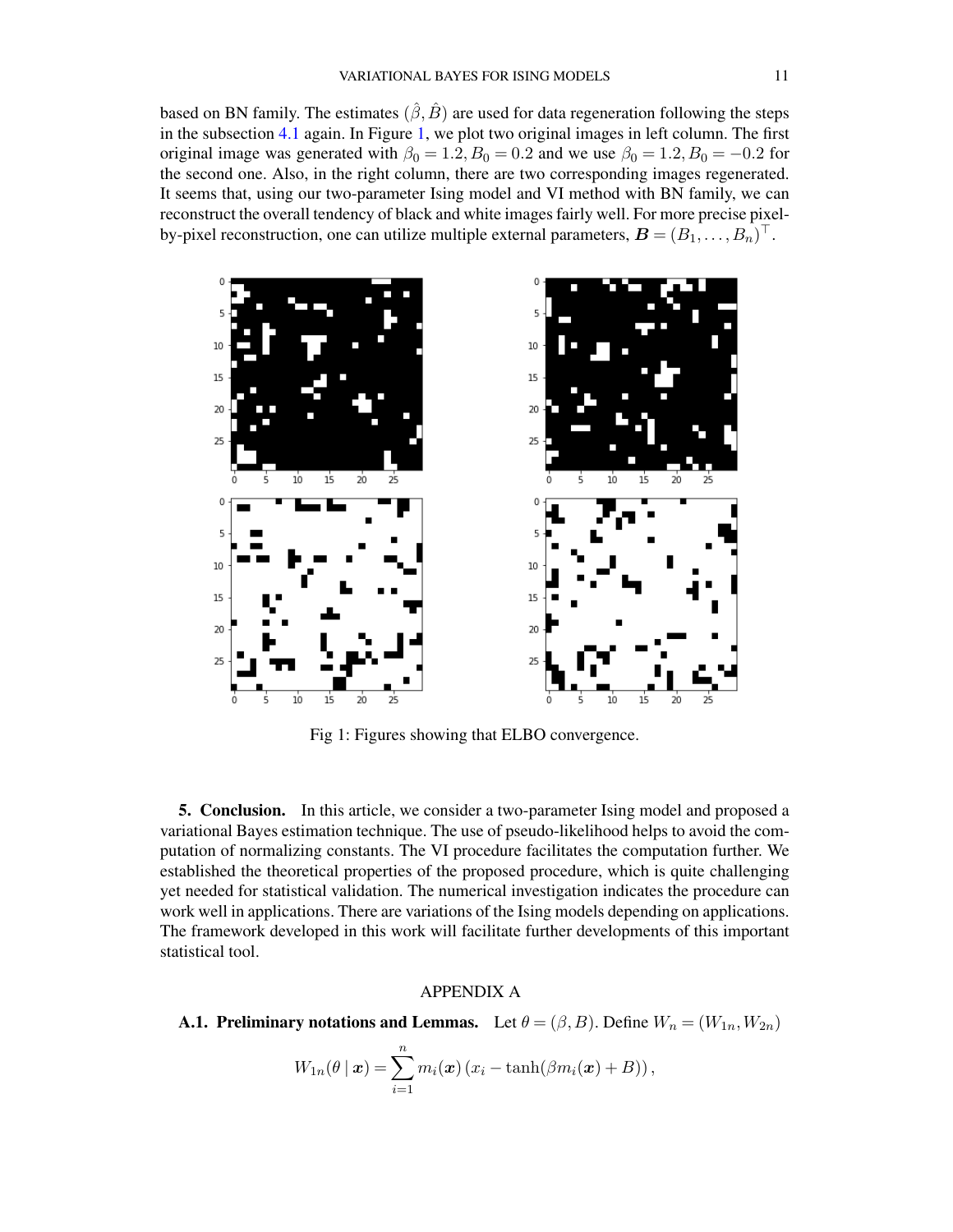based on BN family. The estimates $(\hat{\beta}, \hat{B})$ are used for data regeneration following the steps in the subsection 4.1 again. In Figure 1, we plot two original images in left column. The first original image was generated with $\beta_0 = 1.2, B_0 = 0.2$ and we use $\beta_0 = 1.2, B_0 = -0.2$ for the second one. Also, in the right column, there are two corresponding images regenerated. It seems that, using our two-parameter Ising model and VI method with BN family, we can reconstruct the overall tendency of black and white images fairly well. For more precise pixel-by-pixel reconstruction, one can utilize multiple external parameters, $\boldsymbol{B} = (B_1, \ldots, B_n)^\top$.

Fig 1: Figures showing that ELBO convergence.

**5. Conclusion.** In this article, we consider a two-parameter Ising model and proposed a variational Bayes estimation technique. The use of pseudo-likelihood helps to avoid the computation of normalizing constants. The VI procedure facilitates the computation further. We established the theoretical properties of the proposed procedure, which is quite challenging yet needed for statistical validation. The numerical investigation indicates the procedure can work well in applications. There are variations of the Ising models depending on applications. The framework developed in this work will facilitate further developments of this important statistical tool.

## APPENDIX A

**A.1. Preliminary notations and Lemmas.** Let $\theta = (\beta, B)$. Define $W_n = (W_{1n}, W_{2n})$

$$W_{1n}(\theta \mid \boldsymbol{x}) = \sum_{i=1}^{n} m_i(\boldsymbol{x}) \left( x_i - \tanh(\beta m_i(\boldsymbol{x}) + B) \right),$$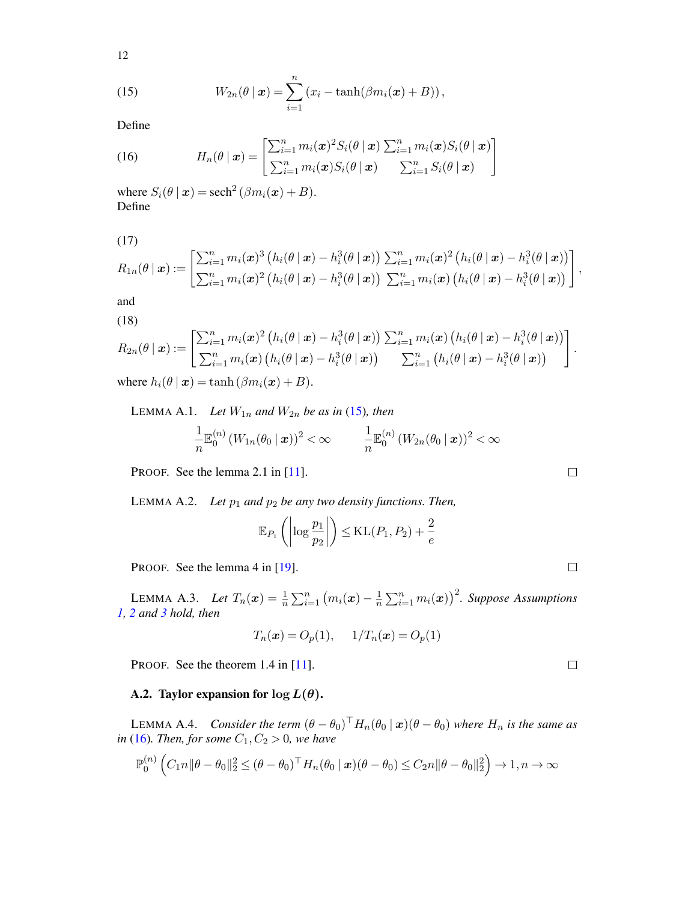$$W_{2n}(\theta \mid \boldsymbol{x}) = \sum_{i=1}^{n} \left(x_i - \tanh(\beta m_i(\boldsymbol{x}) + B)\right), \tag{15}$$

Define

$$H_n(\theta \mid \boldsymbol{x}) = \begin{bmatrix} \sum_{i=1}^{n} m_i(\boldsymbol{x})^2 S_i(\theta \mid \boldsymbol{x}) & \sum_{i=1}^{n} m_i(\boldsymbol{x}) S_i(\theta \mid \boldsymbol{x}) \\ \sum_{i=1}^{n} m_i(\boldsymbol{x}) S_i(\theta \mid \boldsymbol{x}) & \sum_{i=1}^{n} S_i(\theta \mid \boldsymbol{x}) \end{bmatrix} \tag{16}$$

where $S_i(\theta \mid \boldsymbol{x}) = \operatorname{sech}^2(\beta m_i(\boldsymbol{x}) + B)$.
Define

$$R_{1n}(\theta \mid \boldsymbol{x}) := \begin{bmatrix} \sum_{i=1}^{n} m_i(\boldsymbol{x})^3 \left(h_i(\theta \mid \boldsymbol{x}) - h_i^3(\theta \mid \boldsymbol{x})\right) & \sum_{i=1}^{n} m_i(\boldsymbol{x})^2 \left(h_i(\theta \mid \boldsymbol{x}) - h_i^3(\theta \mid \boldsymbol{x})\right) \\ \sum_{i=1}^{n} m_i(\boldsymbol{x})^2 \left(h_i(\theta \mid \boldsymbol{x}) - h_i^3(\theta \mid \boldsymbol{x})\right) & \sum_{i=1}^{n} m_i(\boldsymbol{x}) \left(h_i(\theta \mid \boldsymbol{x}) - h_i^3(\theta \mid \boldsymbol{x})\right) \end{bmatrix}, \tag{17}$$

and

$$R_{2n}(\theta \mid \boldsymbol{x}) := \begin{bmatrix} \sum_{i=1}^{n} m_i(\boldsymbol{x})^2 \left(h_i(\theta \mid \boldsymbol{x}) - h_i^3(\theta \mid \boldsymbol{x})\right) & \sum_{i=1}^{n} m_i(\boldsymbol{x}) \left(h_i(\theta \mid \boldsymbol{x}) - h_i^3(\theta \mid \boldsymbol{x})\right) \\ \sum_{i=1}^{n} m_i(\boldsymbol{x}) \left(h_i(\theta \mid \boldsymbol{x}) - h_i^3(\theta \mid \boldsymbol{x})\right) & \sum_{i=1}^{n} \left(h_i(\theta \mid \boldsymbol{x}) - h_i^3(\theta \mid \boldsymbol{x})\right) \end{bmatrix}. \tag{18}$$

where $h_i(\theta \mid \boldsymbol{x}) = \tanh(\beta m_i(\boldsymbol{x}) + B)$.

LEMMA A.1. *Let $W_{1n}$ and $W_{2n}$ be as in (15), then*

$$\frac{1}{n}\mathbb{E}_0^{(n)} \left(W_{1n}(\theta_0 \mid \boldsymbol{x})\right)^2 < \infty \qquad \frac{1}{n}\mathbb{E}_0^{(n)} \left(W_{2n}(\theta_0 \mid \boldsymbol{x})\right)^2 < \infty$$

PROOF. See the lemma 2.1 in [11]. □

LEMMA A.2. *Let $p_1$ and $p_2$ be any two density functions. Then,*

$$\mathbb{E}_{P_1}\left(\left|\log \frac{p_1}{p_2}\right|\right) \le \mathrm{KL}(P_1, P_2) + \frac{2}{e}$$

PROOF. See the lemma 4 in [19]. □

LEMMA A.3. *Let $T_n(\boldsymbol{x}) = \frac{1}{n}\sum_{i=1}^{n}\left(m_i(\boldsymbol{x}) - \frac{1}{n}\sum_{i=1}^{n} m_i(\boldsymbol{x})\right)^2$. Suppose Assumptions 1, 2 and 3 hold, then*

$$T_n(\boldsymbol{x}) = O_p(1), \quad 1/T_n(\boldsymbol{x}) = O_p(1)$$

PROOF. See the theorem 1.4 in [11]. □

### A.2. Taylor expansion for $\log L(\theta)$.

LEMMA A.4. *Consider the term $(\theta - \theta_0)^\top H_n(\theta_0 \mid \boldsymbol{x})(\theta - \theta_0)$ where $H_n$ is the same as in (16). Then, for some $C_1, C_2 > 0$, we have*

$$\mathbb{P}_0^{(n)}\left(C_1 n \|\theta - \theta_0\|_2^2 \le (\theta - \theta_0)^\top H_n(\theta_0 \mid \boldsymbol{x})(\theta - \theta_0) \le C_2 n \|\theta - \theta_0\|_2^2\right) \to 1, n \to \infty$$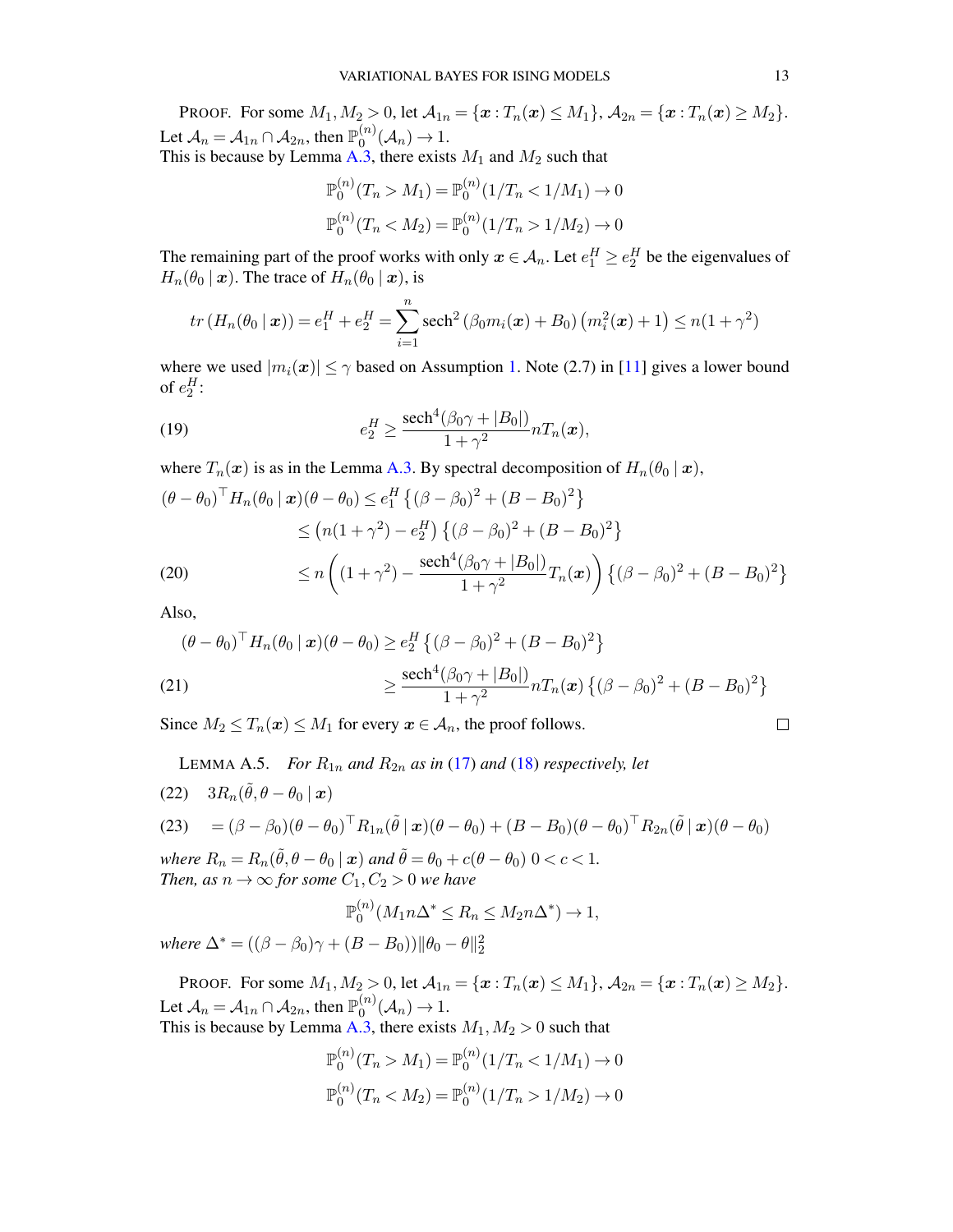PROOF. For some $M_1, M_2 > 0$, let $\mathcal{A}_{1n} = \{\boldsymbol{x} : T_n(\boldsymbol{x}) \le M_1\}$, $\mathcal{A}_{2n} = \{\boldsymbol{x} : T_n(\boldsymbol{x}) \ge M_2\}$. Let $\mathcal{A}_n = \mathcal{A}_{1n} \cap \mathcal{A}_{2n}$, then $\mathbb{P}_0^{(n)}(\mathcal{A}_n) \to 1$.
This is because by Lemma A.3, there exists $M_1$ and $M_2$ such that

$$\mathbb{P}_0^{(n)}(T_n > M_1) = \mathbb{P}_0^{(n)}(1/T_n < 1/M_1) \to 0$$

$$\mathbb{P}_0^{(n)}(T_n < M_2) = \mathbb{P}_0^{(n)}(1/T_n > 1/M_2) \to 0$$

The remaining part of the proof works with only $\boldsymbol{x} \in \mathcal{A}_n$. Let $e_1^H \ge e_2^H$ be the eigenvalues of $H_n(\theta_0 \mid \boldsymbol{x})$. The trace of $H_n(\theta_0 \mid \boldsymbol{x})$, is

$$tr\left(H_n(\theta_0 \mid \boldsymbol{x})\right) = e_1^H + e_2^H = \sum_{i=1}^{n} \text{sech}^2\left(\beta_0 m_i(\boldsymbol{x}) + B_0\right)\left(m_i^2(\boldsymbol{x}) + 1\right) \le n(1+\gamma^2)$$

where we used $|m_i(\boldsymbol{x})| \le \gamma$ based on Assumption 1. Note (2.7) in [11] gives a lower bound of $e_2^H$:

$$e_2^H \ge \frac{\text{sech}^4(\beta_0\gamma + |B_0|)}{1+\gamma^2} n T_n(\boldsymbol{x}), \tag{19}$$

where $T_n(\boldsymbol{x})$ is as in the Lemma A.3. By spectral decomposition of $H_n(\theta_0 \mid \boldsymbol{x})$,

$$\begin{aligned}
(\theta - \theta_0)^\top H_n(\theta_0 \mid \boldsymbol{x})(\theta - \theta_0) &\le e_1^H \left\{(\beta - \beta_0)^2 + (B - B_0)^2\right\} \\
&\le \left(n(1+\gamma^2) - e_2^H\right)\left\{(\beta - \beta_0)^2 + (B - B_0)^2\right\} \\
&\le n\left((1+\gamma^2) - \frac{\text{sech}^4(\beta_0\gamma + |B_0|)}{1+\gamma^2} T_n(\boldsymbol{x})\right)\left\{(\beta - \beta_0)^2 + (B - B_0)^2\right\} \qquad (20)
\end{aligned}$$

Also,

$$\begin{aligned}
(\theta - \theta_0)^\top H_n(\theta_0 \mid \boldsymbol{x})(\theta - \theta_0) &\ge e_2^H \left\{(\beta - \beta_0)^2 + (B - B_0)^2\right\} \\
&\ge \frac{\text{sech}^4(\beta_0\gamma + |B_0|)}{1+\gamma^2} n T_n(\boldsymbol{x})\left\{(\beta - \beta_0)^2 + (B - B_0)^2\right\} \qquad (21)
\end{aligned}$$

Since $M_2 \le T_n(\boldsymbol{x}) \le M_1$ for every $\boldsymbol{x} \in \mathcal{A}_n$, the proof follows. ∎

LEMMA A.5. *For $R_{1n}$ and $R_{2n}$ as in (17) and (18) respectively, let*

$$3R_n(\tilde{\theta}, \theta - \theta_0 \mid \boldsymbol{x}) \tag{22}$$

$$= (\beta - \beta_0)(\theta - \theta_0)^\top R_{1n}(\tilde{\theta} \mid \boldsymbol{x})(\theta - \theta_0) + (B - B_0)(\theta - \theta_0)^\top R_{2n}(\tilde{\theta} \mid \boldsymbol{x})(\theta - \theta_0) \tag{23}$$

*where $R_n = R_n(\tilde{\theta}, \theta - \theta_0 \mid \boldsymbol{x})$ and $\tilde{\theta} = \theta_0 + c(\theta - \theta_0)$ $0 < c < 1$.*
*Then, as $n \to \infty$ for some $C_1, C_2 > 0$ we have*

$$\mathbb{P}_0^{(n)}(M_1 n\Delta^* \le R_n \le M_2 n\Delta^*) \to 1,$$

*where $\Delta^* = ((\beta - \beta_0)\gamma + (B - B_0))\|\theta_0 - \theta\|_2^2$*

PROOF. For some $M_1, M_2 > 0$, let $\mathcal{A}_{1n} = \{\boldsymbol{x} : T_n(\boldsymbol{x}) \le M_1\}$, $\mathcal{A}_{2n} = \{\boldsymbol{x} : T_n(\boldsymbol{x}) \ge M_2\}$. Let $\mathcal{A}_n = \mathcal{A}_{1n} \cap \mathcal{A}_{2n}$, then $\mathbb{P}_0^{(n)}(\mathcal{A}_n) \to 1$.
This is because by Lemma A.3, there exists $M_1, M_2 > 0$ such that

$$\mathbb{P}_0^{(n)}(T_n > M_1) = \mathbb{P}_0^{(n)}(1/T_n < 1/M_1) \to 0$$

$$\mathbb{P}_0^{(n)}(T_n < M_2) = \mathbb{P}_0^{(n)}(1/T_n > 1/M_2) \to 0$$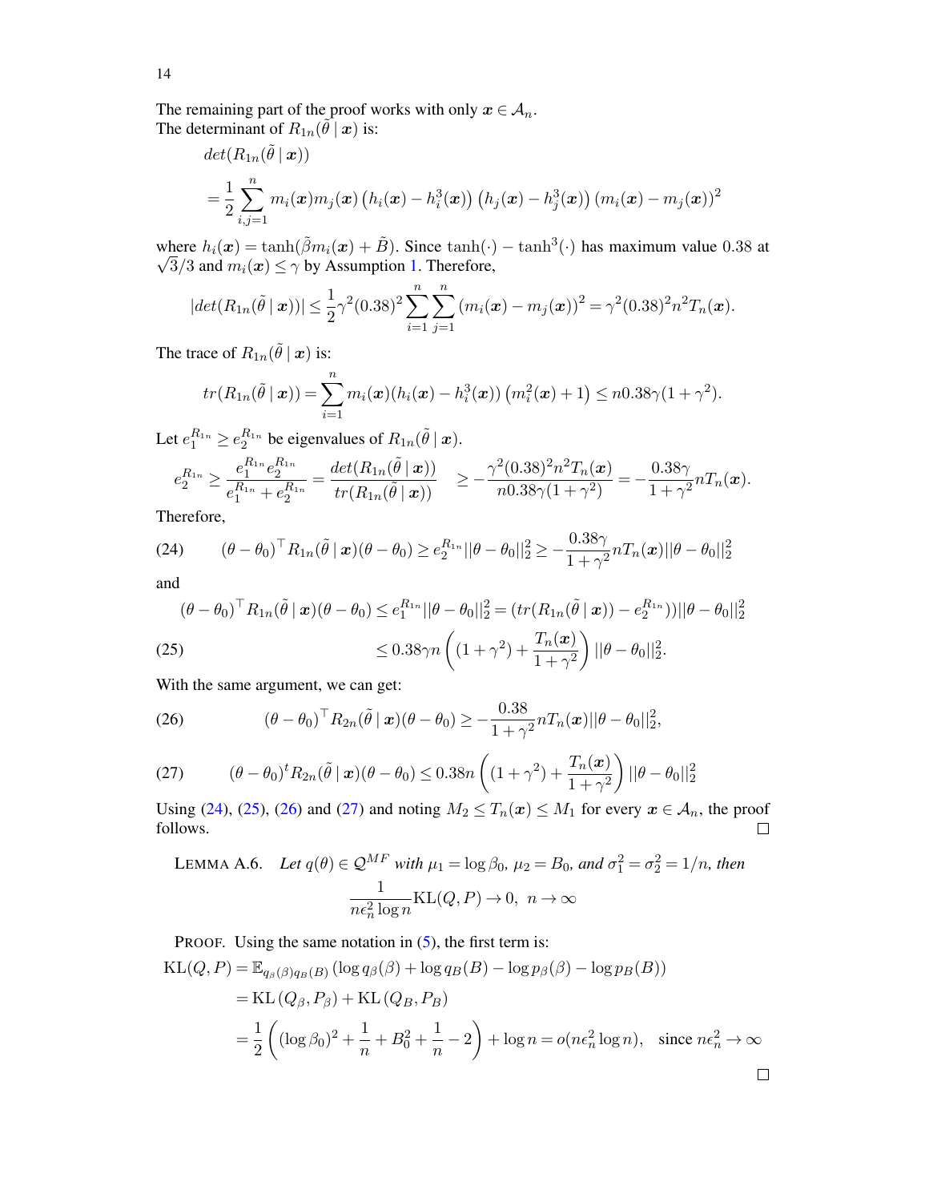The remaining part of the proof works with only $\boldsymbol{x} \in \mathcal{A}_n$.
The determinant of $R_{1n}(\tilde{\theta} \mid \boldsymbol{x})$ is:

$$
\begin{aligned}
&det(R_{1n}(\tilde{\theta} \mid \boldsymbol{x})) \\
&= \frac{1}{2}\sum_{i,j=1}^{n} m_i(\boldsymbol{x}) m_j(\boldsymbol{x}) \left(h_i(\boldsymbol{x}) - h_i^3(\boldsymbol{x})\right)\left(h_j(\boldsymbol{x}) - h_j^3(\boldsymbol{x})\right)\left(m_i(\boldsymbol{x}) - m_j(\boldsymbol{x})\right)^2
\end{aligned}
$$

where $h_i(\boldsymbol{x}) = \tanh(\tilde{\beta} m_i(\boldsymbol{x}) + \tilde{B})$. Since $\tanh(\cdot) - \tanh^3(\cdot)$ has maximum value $0.38$ at $\sqrt{3}/3$ and $m_i(\boldsymbol{x}) \leq \gamma$ by Assumption 1. Therefore,

$$
|det(R_{1n}(\tilde{\theta} \mid \boldsymbol{x}))| \leq \frac{1}{2}\gamma^2 (0.38)^2 \sum_{i=1}^{n}\sum_{j=1}^{n}\left(m_i(\boldsymbol{x}) - m_j(\boldsymbol{x})\right)^2 = \gamma^2 (0.38)^2 n^2 T_n(\boldsymbol{x}).
$$

The trace of $R_{1n}(\tilde{\theta} \mid \boldsymbol{x})$ is:

$$
tr(R_{1n}(\tilde{\theta} \mid \boldsymbol{x})) = \sum_{i=1}^{n} m_i(\boldsymbol{x})(h_i(\boldsymbol{x}) - h_i^3(\boldsymbol{x}))\left(m_i^2(\boldsymbol{x}) + 1\right) \leq n 0.38 \gamma (1 + \gamma^2).
$$

Let $e_1^{R_{1n}} \geq e_2^{R_{1n}}$ be eigenvalues of $R_{1n}(\tilde{\theta} \mid \boldsymbol{x})$.

$$
e_2^{R_{1n}} \geq \frac{e_1^{R_{1n}} e_2^{R_{1n}}}{e_1^{R_{1n}} + e_2^{R_{1n}}} = \frac{det(R_{1n}(\tilde{\theta} \mid \boldsymbol{x}))}{tr(R_{1n}(\tilde{\theta} \mid \boldsymbol{x}))} \quad \geq -\frac{\gamma^2 (0.38)^2 n^2 T_n(\boldsymbol{x})}{n 0.38 \gamma (1 + \gamma^2)} = -\frac{0.38\gamma}{1+\gamma^2} n T_n(\boldsymbol{x}).
$$

Therefore,

$$
(\theta - \theta_0)^\top R_{1n}(\tilde{\theta} \mid \boldsymbol{x})(\theta - \theta_0) \geq e_2^{R_{1n}} ||\theta - \theta_0||_2^2 \geq -\frac{0.38\gamma}{1+\gamma^2} n T_n(\boldsymbol{x}) ||\theta - \theta_0||_2^2 \tag{24}
$$

and

$$
\begin{aligned}
(\theta - \theta_0)^\top R_{1n}(\tilde{\theta} \mid \boldsymbol{x})(\theta - \theta_0) &\leq e_1^{R_{1n}} ||\theta - \theta_0||_2^2 = (tr(R_{1n}(\tilde{\theta} \mid \boldsymbol{x})) - e_2^{R_{1n}})) ||\theta - \theta_0||_2^2 \\
&\leq 0.38 \gamma n \left((1 + \gamma^2) + \frac{T_n(\boldsymbol{x})}{1+\gamma^2}\right) ||\theta - \theta_0||_2^2. \qquad (25)
\end{aligned}
$$

With the same argument, we can get:

$$
(\theta - \theta_0)^\top R_{2n}(\tilde{\theta} \mid \boldsymbol{x})(\theta - \theta_0) \geq -\frac{0.38}{1+\gamma^2} n T_n(\boldsymbol{x}) ||\theta - \theta_0||_2^2, \tag{26}
$$

$$
(\theta - \theta_0)^t R_{2n}(\tilde{\theta} \mid \boldsymbol{x})(\theta - \theta_0) \leq 0.38 n \left((1 + \gamma^2) + \frac{T_n(\boldsymbol{x})}{1+\gamma^2}\right) ||\theta - \theta_0||_2^2 \tag{27}
$$

Using (24), (25), (26) and (27) and noting $M_2 \leq T_n(\boldsymbol{x}) \leq M_1$ for every $\boldsymbol{x} \in \mathcal{A}_n$, the proof follows. $\square$

LEMMA A.6. *Let $q(\theta) \in \mathcal{Q}^{MF}$ with $\mu_1 = \log \beta_0$, $\mu_2 = B_0$, and $\sigma_1^2 = \sigma_2^2 = 1/n$, then*

$$
\frac{1}{n\epsilon_n^2 \log n} \mathrm{KL}(Q, P) \to 0, \ \ n \to \infty
$$

PROOF. Using the same notation in (5), the first term is:

$$
\begin{aligned}
\mathrm{KL}(Q, P) &= \mathbb{E}_{q_\beta(\beta) q_B(B)} \left(\log q_\beta(\beta) + \log q_B(B) - \log p_\beta(\beta) - \log p_B(B)\right) \\
&= \mathrm{KL}\left(Q_\beta, P_\beta\right) + \mathrm{KL}\left(Q_B, P_B\right) \\
&= \frac{1}{2}\left((\log \beta_0)^2 + \frac{1}{n} + B_0^2 + \frac{1}{n} - 2\right) + \log n = o(n\epsilon_n^2 \log n), \quad \text{since } n\epsilon_n^2 \to \infty
\end{aligned}
$$

$\square$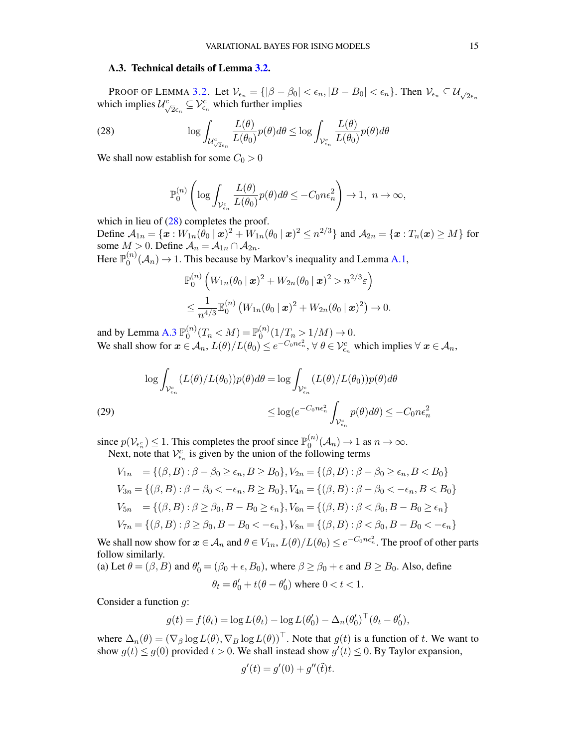### A.3. Technical details of Lemma 3.2.

PROOF OF LEMMA 3.2. Let $\mathcal{V}_{\epsilon_n} = \{|\beta - \beta_0| < \epsilon_n, |B - B_0| < \epsilon_n\}$. Then $\mathcal{V}_{\epsilon_n} \subseteq \mathcal{U}_{\sqrt{2}\epsilon_n}$ which implies $\mathcal{U}^c_{\sqrt{2}\epsilon_n} \subseteq \mathcal{V}^c_{\epsilon_n}$ which further implies

$$
\log \int_{\mathcal{U}^c_{\sqrt{2}\epsilon_n}} \frac{L(\theta)}{L(\theta_0)} p(\theta) d\theta \leq \log \int_{\mathcal{V}^c_{\epsilon_n}} \frac{L(\theta)}{L(\theta_0)} p(\theta) d\theta \tag{28}
$$

We shall now establish for some $C_0 > 0$

$$
\mathbb{P}_0^{(n)} \left( \log \int_{\mathcal{V}^c_{\epsilon_n}} \frac{L(\theta)}{L(\theta_0)} p(\theta) d\theta \leq -C_0 n \epsilon_n^2 \right) \to 1, \;\; n \to \infty,
$$

which in lieu of (28) completes the proof.
Define $\mathcal{A}_{1n} = \{\boldsymbol{x} : W_{1n}(\theta_0 \mid \boldsymbol{x})^2 + W_{1n}(\theta_0 \mid \boldsymbol{x})^2 \leq n^{2/3}\}$ and $\mathcal{A}_{2n} = \{\boldsymbol{x} : T_n(\boldsymbol{x}) \geq M\}$ for some $M > 0$. Define $\mathcal{A}_n = \mathcal{A}_{1n} \cap \mathcal{A}_{2n}$.
Here $\mathbb{P}_0^{(n)}(\mathcal{A}_n) \to 1$. This because by Markov's inequality and Lemma A.1,

$$
\begin{aligned}
&\mathbb{P}_0^{(n)} \left( W_{1n}(\theta_0 \mid \boldsymbol{x})^2 + W_{2n}(\theta_0 \mid \boldsymbol{x})^2 > n^{2/3} \varepsilon \right) \\
&\leq \frac{1}{n^{4/3}} \mathbb{E}_0^{(n)} \left( W_{1n}(\theta_0 \mid \boldsymbol{x})^2 + W_{2n}(\theta_0 \mid \boldsymbol{x})^2 \right) \to 0.
\end{aligned}
$$

and by Lemma A.3 $\mathbb{P}_0^{(n)}(T_n < M) = \mathbb{P}_0^{(n)}(1/T_n > 1/M) \to 0$.
We shall show for $\boldsymbol{x} \in \mathcal{A}_n$, $L(\theta)/L(\theta_0) \leq e^{-C_0 n \epsilon_n^2}$, $\forall\, \theta \in \mathcal{V}^c_{\epsilon_n}$ which implies $\forall\, \boldsymbol{x} \in \mathcal{A}_n$,

$$
\begin{aligned}
\log \int_{\mathcal{V}^c_{\epsilon_n}} (L(\theta)/L(\theta_0)) p(\theta) d\theta &= \log \int_{\mathcal{V}^c_{\epsilon_n}} (L(\theta)/L(\theta_0)) p(\theta) d\theta \\
&\leq \log(e^{-C_0 n \epsilon_n^2} \int_{\mathcal{V}^c_{\epsilon_n}} p(\theta) d\theta) \leq -C_0 n \epsilon_n^2 
\end{aligned} \tag{29}
$$

since $p(\mathcal{V}_{\epsilon_n^c}) \leq 1$. This completes the proof since $\mathbb{P}_0^{(n)}(\mathcal{A}_n) \to 1$ as $n \to \infty$.
Next, note that $\mathcal{V}^c_{\epsilon_n}$ is given by the union of the following terms

$$
\begin{aligned}
V_{1n} &= \{(\beta, B) : \beta - \beta_0 \geq \epsilon_n, B \geq B_0\}, V_{2n} = \{(\beta, B) : \beta - \beta_0 \geq \epsilon_n, B < B_0\} \\
V_{3n} &= \{(\beta, B) : \beta - \beta_0 < -\epsilon_n, B \geq B_0\}, V_{4n} = \{(\beta, B) : \beta - \beta_0 < -\epsilon_n, B < B_0\} \\
V_{5n} &= \{(\beta, B) : \beta \geq \beta_0, B - B_0 \geq \epsilon_n\}, V_{6n} = \{(\beta, B) : \beta < \beta_0, B - B_0 \geq \epsilon_n\} \\
V_{7n} &= \{(\beta, B) : \beta \geq \beta_0, B - B_0 < -\epsilon_n\}, V_{8n} = \{(\beta, B) : \beta < \beta_0, B - B_0 < -\epsilon_n\}
\end{aligned}
$$

We shall now show for $\boldsymbol{x} \in \mathcal{A}_n$ and $\theta \in V_{1n}$, $L(\theta)/L(\theta_0) \leq e^{-C_0 n \epsilon_n^2}$. The proof of other parts follow similarly.
(a) Let $\theta = (\beta, B)$ and $\theta_0' = (\beta_0 + \epsilon, B_0)$, where $\beta \geq \beta_0 + \epsilon$ and $B \geq B_0$. Also, define

$$
\theta_t = \theta_0' + t(\theta - \theta_0') \text{ where } 0 < t < 1.
$$

Consider a function $g$:

$$
g(t) = f(\theta_t) = \log L(\theta_t) - \log L(\theta_0') - \Delta_n(\theta_0')^\top (\theta_t - \theta_0'),
$$

where $\Delta_n(\theta) = (\nabla_\beta \log L(\theta), \nabla_B \log L(\theta))^\top$. Note that $g(t)$ is a function of $t$. We want to show $g(t) \leq g(0)$ provided $t > 0$. We shall instead show $g'(t) \leq 0$. By Taylor expansion,

$$
g'(t) = g'(0) + g''(\tilde{t}) t.
$$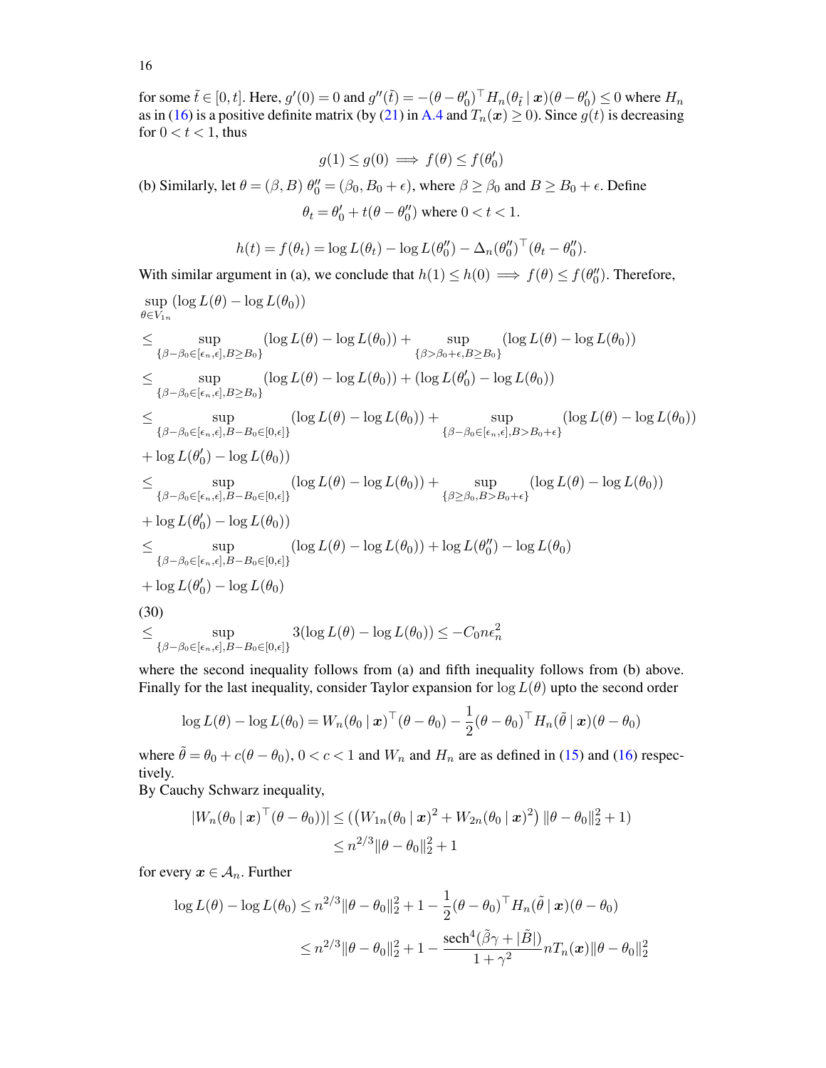for some $\tilde{t} \in [0, t]$. Here, $g'(0) = 0$ and $g''(\tilde{t}) = -(\theta - \theta_0')^\top H_n(\theta_{\tilde{t}} \mid \boldsymbol{x})(\theta - \theta_0') \leq 0$ where $H_n$ as in (16) is a positive definite matrix (by (21) in A.4 and $T_n(\boldsymbol{x}) \geq 0$). Since $g(t)$ is decreasing for $0 < t < 1$, thus

$$g(1) \leq g(0) \implies f(\theta) \leq f(\theta_0')$$

(b) Similarly, let $\theta = (\beta, B)$ $\theta_0'' = (\beta_0, B_0 + \epsilon)$, where $\beta \geq \beta_0$ and $B \geq B_0 + \epsilon$. Define

$$\theta_t = \theta_0' + t(\theta - \theta_0'') \text{ where } 0 < t < 1.$$

$$h(t) = f(\theta_t) = \log L(\theta_t) - \log L(\theta_0'') - \Delta_n(\theta_0'')^\top (\theta_t - \theta_0'').$$

With similar argument in (a), we conclude that $h(1) \leq h(0) \implies f(\theta) \leq f(\theta_0'')$. Therefore,

$$
\begin{aligned}
&\sup_{\theta \in V_{1n}} (\log L(\theta) - \log L(\theta_0)) \\
&\leq \sup_{\{\beta - \beta_0 \in [\epsilon_n, \epsilon], B \geq B_0\}} (\log L(\theta) - \log L(\theta_0)) + \sup_{\{\beta > \beta_0 + \epsilon, B \geq B_0\}} (\log L(\theta) - \log L(\theta_0)) \\
&\leq \sup_{\{\beta - \beta_0 \in [\epsilon_n, \epsilon], B \geq B_0\}} (\log L(\theta) - \log L(\theta_0)) + (\log L(\theta_0') - \log L(\theta_0)) \\
&\leq \sup_{\{\beta - \beta_0 \in [\epsilon_n, \epsilon], B - B_0 \in [0, \epsilon]\}} (\log L(\theta) - \log L(\theta_0)) + \sup_{\{\beta - \beta_0 \in [\epsilon_n, \epsilon], B > B_0 + \epsilon\}} (\log L(\theta) - \log L(\theta_0)) \\
&+ \log L(\theta_0') - \log L(\theta_0)) \\
&\leq \sup_{\{\beta - \beta_0 \in [\epsilon_n, \epsilon], B - B_0 \in [0, \epsilon]\}} (\log L(\theta) - \log L(\theta_0)) + \sup_{\{\beta \geq \beta_0, B > B_0 + \epsilon\}} (\log L(\theta) - \log L(\theta_0)) \\
&+ \log L(\theta_0') - \log L(\theta_0)) \\
&\leq \sup_{\{\beta - \beta_0 \in [\epsilon_n, \epsilon], B - B_0 \in [0, \epsilon]\}} (\log L(\theta) - \log L(\theta_0)) + \log L(\theta_0'') - \log L(\theta_0) \\
&+ \log L(\theta_0') - \log L(\theta_0)
\end{aligned}
$$

(30)

$$\leq \sup_{\{\beta - \beta_0 \in [\epsilon_n, \epsilon], B - B_0 \in [0, \epsilon]\}} 3(\log L(\theta) - \log L(\theta_0)) \leq -C_0 n \epsilon_n^2$$

where the second inequality follows from (a) and fifth inequality follows from (b) above. Finally for the last inequality, consider Taylor expansion for $\log L(\theta)$ upto the second order

$$\log L(\theta) - \log L(\theta_0) = W_n(\theta_0 \mid \boldsymbol{x})^\top (\theta - \theta_0) - \frac{1}{2}(\theta - \theta_0)^\top H_n(\tilde{\theta} \mid \boldsymbol{x})(\theta - \theta_0)$$

where $\tilde{\theta} = \theta_0 + c(\theta - \theta_0)$, $0 < c < 1$ and $W_n$ and $H_n$ are as defined in (15) and (16) respectively.

By Cauchy Schwarz inequality,

$$
\begin{aligned}
|W_n(\theta_0 \mid \boldsymbol{x})^\top (\theta - \theta_0))| &\leq (\left(W_{1n}(\theta_0 \mid \boldsymbol{x})^2 + W_{2n}(\theta_0 \mid \boldsymbol{x})^2\right) \|\theta - \theta_0\|_2^2 + 1) \\
&\leq n^{2/3} \|\theta - \theta_0\|_2^2 + 1
\end{aligned}
$$

for every $\boldsymbol{x} \in \mathcal{A}_n$. Further

$$
\begin{aligned}
\log L(\theta) - \log L(\theta_0) &\leq n^{2/3} \|\theta - \theta_0\|_2^2 + 1 - \frac{1}{2}(\theta - \theta_0)^\top H_n(\tilde{\theta} \mid \boldsymbol{x})(\theta - \theta_0) \\
&\leq n^{2/3} \|\theta - \theta_0\|_2^2 + 1 - \frac{\operatorname{sech}^4(\tilde{\beta}\gamma + |\tilde{B}|)}{1 + \gamma^2} n T_n(\boldsymbol{x}) \|\theta - \theta_0\|_2^2
\end{aligned}
$$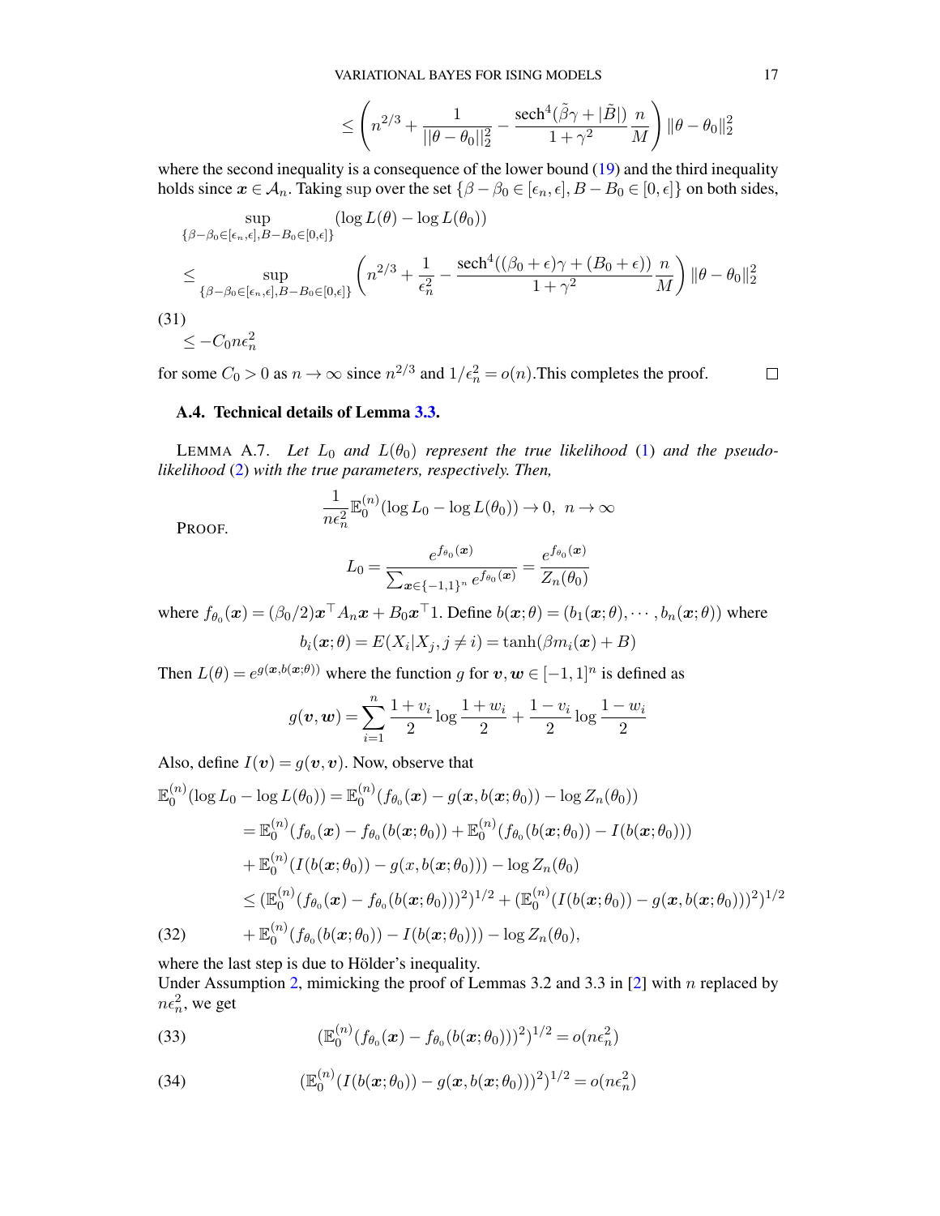$$\leq \left( n^{2/3} + \frac{1}{||\theta - \theta_0||_2^2} - \frac{\text{sech}^4(\tilde{\beta}\gamma + |\tilde{B}|)}{1+\gamma^2}\frac{n}{M} \right) \|\theta - \theta_0\|_2^2$$

where the second inequality is a consequence of the lower bound (19) and the third inequality holds since $\boldsymbol{x} \in \mathcal{A}_n$. Taking sup over the set $\{\beta - \beta_0 \in [\epsilon_n, \epsilon], B - B_0 \in [0, \epsilon]\}$ on both sides,

$$\sup_{\{\beta-\beta_0 \in [\epsilon_n,\epsilon], B-B_0 \in [0,\epsilon]\}} (\log L(\theta) - \log L(\theta_0))$$

$$\leq \sup_{\{\beta-\beta_0 \in [\epsilon_n,\epsilon], B-B_0 \in [0,\epsilon]\}} \left( n^{2/3} + \frac{1}{\epsilon_n^2} - \frac{\text{sech}^4((\beta_0+\epsilon)\gamma + (B_0+\epsilon))}{1+\gamma^2}\frac{n}{M} \right) \|\theta - \theta_0\|_2^2$$

$$\leq -C_0 n\epsilon_n^2 \tag{31}$$

for some $C_0 > 0$ as $n \to \infty$ since $n^{2/3}$ and $1/\epsilon_n^2 = o(n)$.This completes the proof. $\square$

### A.4. Technical details of Lemma 3.3.

LEMMA A.7. *Let $L_0$ and $L(\theta_0)$ represent the true likelihood (1) and the pseudo-likelihood (2) with the true parameters, respectively. Then,*

$$\frac{1}{n\epsilon_n^2}\mathbb{E}_0^{(n)}(\log L_0 - \log L(\theta_0)) \to 0, \;\; n \to \infty$$

PROOF.

$$L_0 = \frac{e^{f_{\theta_0}(\boldsymbol{x})}}{\sum_{\boldsymbol{x}\in\{-1,1\}^n} e^{f_{\theta_0}(\boldsymbol{x})}} = \frac{e^{f_{\theta_0}(\boldsymbol{x})}}{Z_n(\theta_0)}$$

where $f_{\theta_0}(\boldsymbol{x}) = (\beta_0/2)\boldsymbol{x}^\top A_n \boldsymbol{x} + B_0 \boldsymbol{x}^\top 1$. Define $b(\boldsymbol{x};\theta) = (b_1(\boldsymbol{x};\theta), \cdots, b_n(\boldsymbol{x};\theta))$ where

$$b_i(\boldsymbol{x};\theta) = E(X_i|X_j, j \neq i) = \tanh(\beta m_i(\boldsymbol{x}) + B)$$

Then $L(\theta) = e^{g(\boldsymbol{x}, b(\boldsymbol{x};\theta))}$ where the function $g$ for $\boldsymbol{v}, \boldsymbol{w} \in [-1,1]^n$ is defined as

$$g(\boldsymbol{v}, \boldsymbol{w}) = \sum_{i=1}^n \frac{1+v_i}{2}\log\frac{1+w_i}{2} + \frac{1-v_i}{2}\log\frac{1-w_i}{2}$$

Also, define $I(\boldsymbol{v}) = g(\boldsymbol{v}, \boldsymbol{v})$. Now, observe that

$$\begin{aligned}
\mathbb{E}_0^{(n)}(\log L_0 - \log L(\theta_0)) &= \mathbb{E}_0^{(n)}(f_{\theta_0}(\boldsymbol{x}) - g(\boldsymbol{x}, b(\boldsymbol{x};\theta_0)) - \log Z_n(\theta_0)) \\
&= \mathbb{E}_0^{(n)}(f_{\theta_0}(\boldsymbol{x}) - f_{\theta_0}(b(\boldsymbol{x};\theta_0)) + \mathbb{E}_0^{(n)}(f_{\theta_0}(b(\boldsymbol{x};\theta_0)) - I(b(\boldsymbol{x};\theta_0))) \\
&+ \mathbb{E}_0^{(n)}(I(b(\boldsymbol{x};\theta_0)) - g(x, b(\boldsymbol{x};\theta_0))) - \log Z_n(\theta_0) \\
&\leq (\mathbb{E}_0^{(n)}(f_{\theta_0}(\boldsymbol{x}) - f_{\theta_0}(b(\boldsymbol{x};\theta_0)))^2)^{1/2} + (\mathbb{E}_0^{(n)}(I(b(\boldsymbol{x};\theta_0)) - g(\boldsymbol{x}, b(\boldsymbol{x};\theta_0)))^2)^{1/2} \\
&+ \mathbb{E}_0^{(n)}(f_{\theta_0}(b(\boldsymbol{x};\theta_0)) - I(b(\boldsymbol{x};\theta_0))) - \log Z_n(\theta_0),
\end{aligned} \tag{32}$$

where the last step is due to Hölder's inequality.

Under Assumption 2, mimicking the proof of Lemmas 3.2 and 3.3 in [2] with $n$ replaced by $n\epsilon_n^2$, we get

$$(\mathbb{E}_0^{(n)}(f_{\theta_0}(\boldsymbol{x}) - f_{\theta_0}(b(\boldsymbol{x};\theta_0)))^2)^{1/2} = o(n\epsilon_n^2) \tag{33}$$

$$(\mathbb{E}_0^{(n)}(I(b(\boldsymbol{x};\theta_0)) - g(\boldsymbol{x}, b(\boldsymbol{x};\theta_0)))^2)^{1/2} = o(n\epsilon_n^2) \tag{34}$$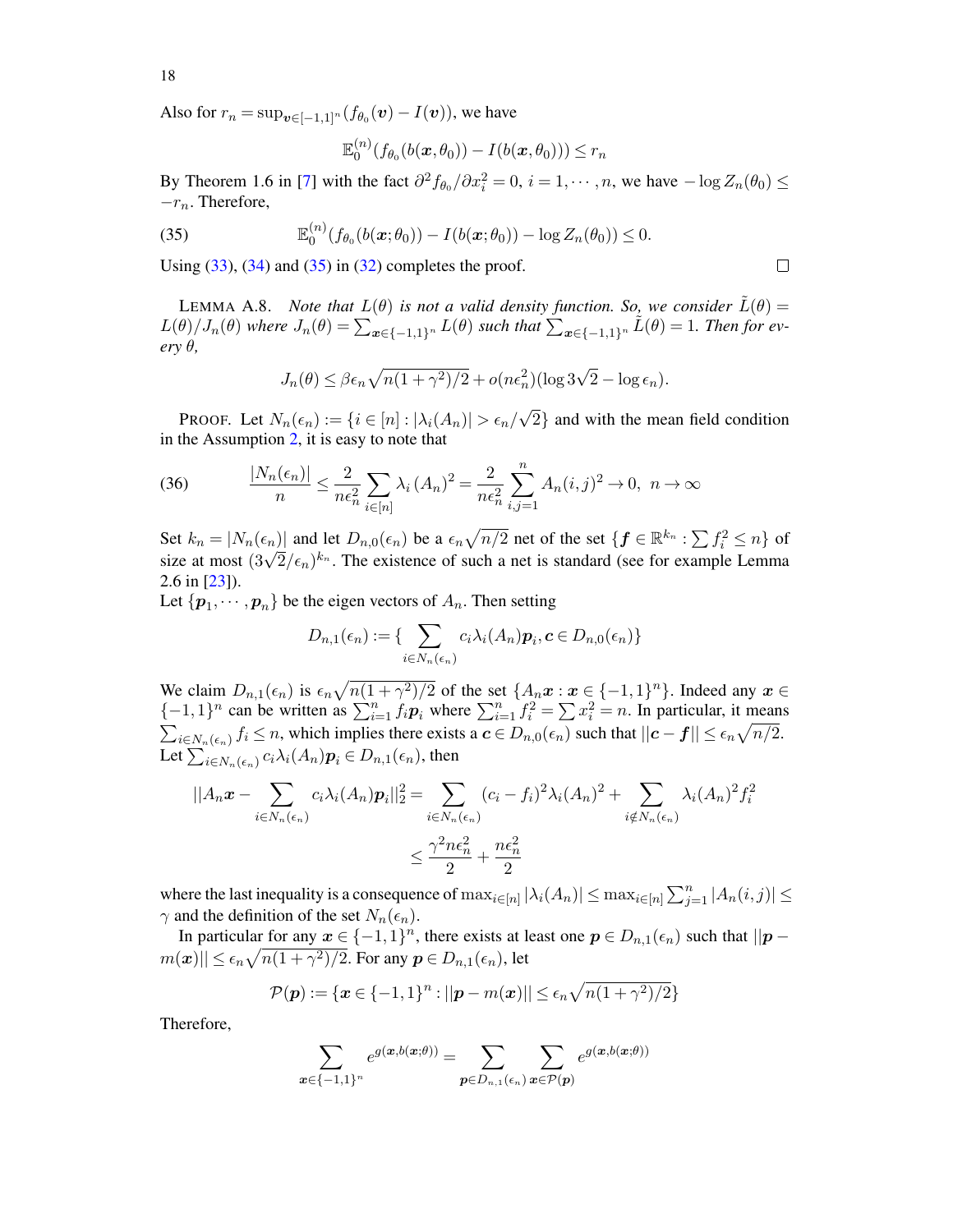Also for $r_n = \sup_{\boldsymbol{v}\in[-1,1]^n}(f_{\theta_0}(\boldsymbol{v}) - I(\boldsymbol{v}))$, we have

$$\mathbb{E}_0^{(n)}(f_{\theta_0}(b(\boldsymbol{x},\theta_0)) - I(b(\boldsymbol{x},\theta_0))) \leq r_n$$

By Theorem 1.6 in [7] with the fact $\partial^2 f_{\theta_0}/\partial x_i^2 = 0$, $i = 1, \cdots, n$, we have $-\log Z_n(\theta_0) \leq -r_n$. Therefore,

$$\mathbb{E}_0^{(n)}(f_{\theta_0}(b(\boldsymbol{x};\theta_0)) - I(b(\boldsymbol{x};\theta_0)) - \log Z_n(\theta_0)) \leq 0. \tag{35}$$

Using (33), (34) and (35) in (32) completes the proof. $\square$

LEMMA A.8. *Note that $L(\theta)$ is not a valid density function. So, we consider $\tilde{L}(\theta) = L(\theta)/J_n(\theta)$ where $J_n(\theta) = \sum_{\boldsymbol{x}\in\{-1,1\}^n} L(\theta)$ such that $\sum_{\boldsymbol{x}\in\{-1,1\}^n} \tilde{L}(\theta) = 1$. Then for every $\theta$,*

$$J_n(\theta) \leq \beta\epsilon_n\sqrt{n(1+\gamma^2)/2} + o(n\epsilon_n^2)(\log 3\sqrt{2} - \log \epsilon_n).$$

PROOF. Let $N_n(\epsilon_n) := \{i \in [n] : |\lambda_i(A_n)| > \epsilon_n/\sqrt{2}\}$ and with the mean field condition in the Assumption 2, it is easy to note that

$$\frac{|N_n(\epsilon_n)|}{n} \leq \frac{2}{n\epsilon_n^2}\sum_{i\in[n]}\lambda_i(A_n)^2 = \frac{2}{n\epsilon_n^2}\sum_{i,j=1}^{n} A_n(i,j)^2 \to 0, \;\; n \to \infty \tag{36}$$

Set $k_n = |N_n(\epsilon_n)|$ and let $D_{n,0}(\epsilon_n)$ be a $\epsilon_n\sqrt{n/2}$ net of the set $\{\boldsymbol{f} \in \mathbb{R}^{k_n} : \sum f_i^2 \leq n\}$ of size at most $(3\sqrt{2}/\epsilon_n)^{k_n}$. The existence of such a net is standard (see for example Lemma 2.6 in [23]).

Let $\{\boldsymbol{p}_1, \cdots, \boldsymbol{p}_n\}$ be the eigen vectors of $A_n$. Then setting

$$D_{n,1}(\epsilon_n) := \{\sum_{i\in N_n(\epsilon_n)} c_i\lambda_i(A_n)\boldsymbol{p}_i, \boldsymbol{c} \in D_{n,0}(\epsilon_n)\}$$

We claim $D_{n,1}(\epsilon_n)$ is $\epsilon_n\sqrt{n(1+\gamma^2)/2}$ of the set $\{A_n\boldsymbol{x} : \boldsymbol{x} \in \{-1,1\}^n\}$. Indeed any $\boldsymbol{x} \in \{-1,1\}^n$ can be written as $\sum_{i=1}^n f_i\boldsymbol{p}_i$ where $\sum_{i=1}^n f_i^2 = \sum x_i^2 = n$. In particular, it means $\sum_{i\in N_n(\epsilon_n)} f_i \leq n$, which implies there exists a $\boldsymbol{c} \in D_{n,0}(\epsilon_n)$ such that $||\boldsymbol{c} - \boldsymbol{f}|| \leq \epsilon_n\sqrt{n/2}$. Let $\sum_{i\in N_n(\epsilon_n)} c_i\lambda_i(A_n)\boldsymbol{p}_i \in D_{n,1}(\epsilon_n)$, then

$$\begin{aligned}||A_n\boldsymbol{x} - \sum_{i\in N_n(\epsilon_n)} c_i\lambda_i(A_n)\boldsymbol{p}_i||_2^2 &= \sum_{i\in N_n(\epsilon_n)}(c_i - f_i)^2\lambda_i(A_n)^2 + \sum_{i\notin N_n(\epsilon_n)}\lambda_i(A_n)^2 f_i^2 \\ &\leq \frac{\gamma^2 n\epsilon_n^2}{2} + \frac{n\epsilon_n^2}{2}\end{aligned}$$

where the last inequality is a consequence of $\max_{i\in[n]}|\lambda_i(A_n)| \leq \max_{i\in[n]}\sum_{j=1}^n |A_n(i,j)| \leq \gamma$ and the definition of the set $N_n(\epsilon_n)$.

In particular for any $\boldsymbol{x} \in \{-1,1\}^n$, there exists at least one $\boldsymbol{p} \in D_{n,1}(\epsilon_n)$ such that $||\boldsymbol{p} - m(\boldsymbol{x})|| \leq \epsilon_n\sqrt{n(1+\gamma^2)/2}$. For any $\boldsymbol{p} \in D_{n,1}(\epsilon_n)$, let

$$\mathcal{P}(\boldsymbol{p}) := \{\boldsymbol{x} \in \{-1,1\}^n : ||\boldsymbol{p} - m(\boldsymbol{x})|| \leq \epsilon_n\sqrt{n(1+\gamma^2)/2}\}$$

Therefore,

$$\sum_{\boldsymbol{x}\in\{-1,1\}^n} e^{g(\boldsymbol{x},b(\boldsymbol{x};\theta))} = \sum_{\boldsymbol{p}\in D_{n,1}(\epsilon_n)}\sum_{\boldsymbol{x}\in\mathcal{P}(\boldsymbol{p})} e^{g(\boldsymbol{x},b(\boldsymbol{x};\theta))}$$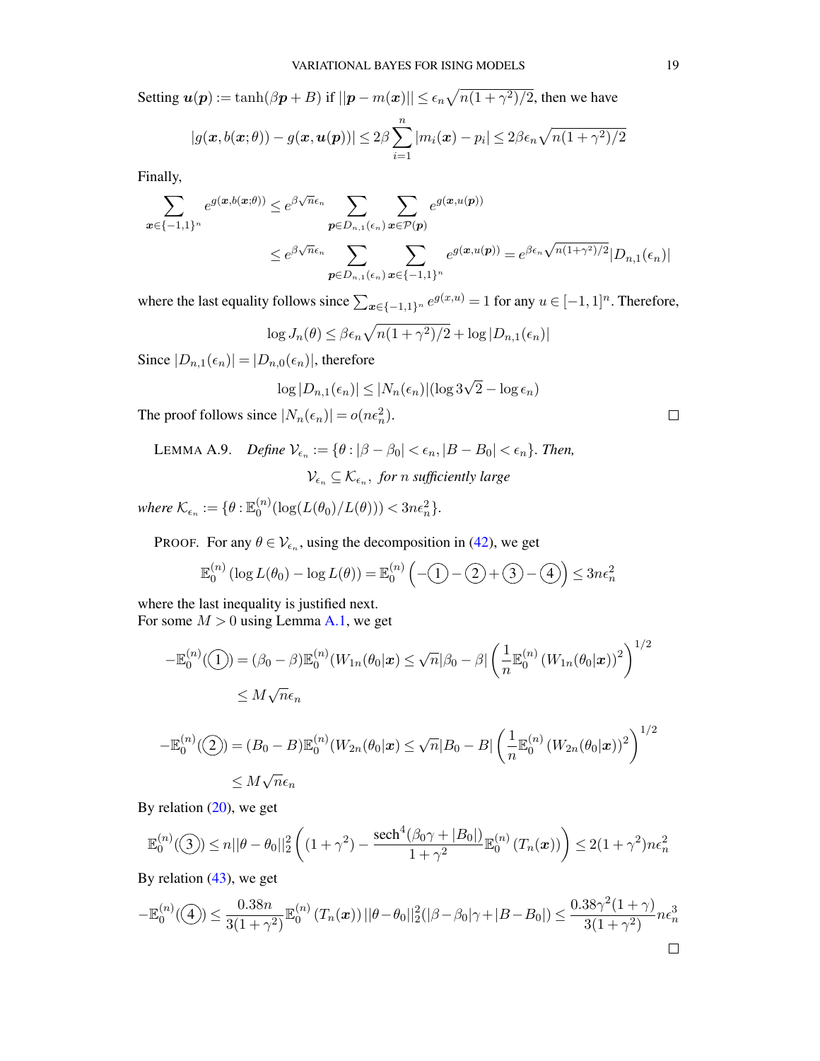Setting $\boldsymbol{u}(\boldsymbol{p}) := \tanh(\beta \boldsymbol{p} + B)$ if $||\boldsymbol{p} - m(\boldsymbol{x})|| \leq \epsilon_n \sqrt{n(1+\gamma^2)/2}$, then we have

$$|g(\boldsymbol{x}, b(\boldsymbol{x};\theta)) - g(\boldsymbol{x}, \boldsymbol{u}(\boldsymbol{p}))| \leq 2\beta \sum_{i=1}^{n} |m_i(\boldsymbol{x}) - p_i| \leq 2\beta\epsilon_n \sqrt{n(1+\gamma^2)/2}$$

Finally,

$$\sum_{\boldsymbol{x}\in\{-1,1\}^n} e^{g(\boldsymbol{x},b(\boldsymbol{x};\theta))} \leq e^{\beta\sqrt{n}\epsilon_n} \sum_{\boldsymbol{p}\in D_{n,1}(\epsilon_n)} \sum_{\boldsymbol{x}\in\mathcal{P}(\boldsymbol{p})} e^{g(\boldsymbol{x},u(\boldsymbol{p}))}$$

$$\leq e^{\beta\sqrt{n}\epsilon_n} \sum_{\boldsymbol{p}\in D_{n,1}(\epsilon_n)} \sum_{\boldsymbol{x}\in\{-1,1\}^n} e^{g(\boldsymbol{x},u(\boldsymbol{p}))} = e^{\beta\epsilon_n\sqrt{n(1+\gamma^2)/2}} |D_{n,1}(\epsilon_n)|$$

where the last equality follows since $\sum_{\boldsymbol{x}\in\{-1,1\}^n} e^{g(x,u)} = 1$ for any $u \in [-1,1]^n$. Therefore,

$$\log J_n(\theta) \leq \beta\epsilon_n\sqrt{n(1+\gamma^2)/2} + \log |D_{n,1}(\epsilon_n)|$$

Since $|D_{n,1}(\epsilon_n)| = |D_{n,0}(\epsilon_n)|$, therefore

$$\log |D_{n,1}(\epsilon_n)| \leq |N_n(\epsilon_n)|(\log 3\sqrt{2} - \log \epsilon_n)$$

The proof follows since $|N_n(\epsilon_n)| = o(n\epsilon_n^2)$. ∎

LEMMA A.9. *Define $\mathcal{V}_{\epsilon_n} := \{\theta : |\beta - \beta_0| < \epsilon_n, |B - B_0| < \epsilon_n\}$. Then,*

$$\mathcal{V}_{\epsilon_n} \subseteq \mathcal{K}_{\epsilon_n}, \text{ for } n \text{ sufficiently large}$$

*where $\mathcal{K}_{\epsilon_n} := \{\theta : \mathbb{E}_0^{(n)}(\log(L(\theta_0)/L(\theta))) < 3n\epsilon_n^2\}$.*

PROOF. For any $\theta \in \mathcal{V}_{\epsilon_n}$, using the decomposition in (42), we get

$$\mathbb{E}_0^{(n)}(\log L(\theta_0) - \log L(\theta)) = \mathbb{E}_0^{(n)}\left(-\textcircled{1} - \textcircled{2} + \textcircled{3} - \textcircled{4}\right) \leq 3n\epsilon_n^2$$

where the last inequality is justified next.
For some $M > 0$ using Lemma A.1, we get

$$-\mathbb{E}_0^{(n)}(\textcircled{1}) = (\beta_0 - \beta)\mathbb{E}_0^{(n)}(W_{1n}(\theta_0|\boldsymbol{x}) \leq \sqrt{n}|\beta_0 - \beta|\left(\frac{1}{n}\mathbb{E}_0^{(n)}(W_{1n}(\theta_0|\boldsymbol{x}))^2\right)^{1/2}$$
$$\leq M\sqrt{n}\epsilon_n$$

$$-\mathbb{E}_0^{(n)}(\textcircled{2}) = (B_0 - B)\mathbb{E}_0^{(n)}(W_{2n}(\theta_0|\boldsymbol{x}) \leq \sqrt{n}|B_0 - B|\left(\frac{1}{n}\mathbb{E}_0^{(n)}(W_{2n}(\theta_0|\boldsymbol{x}))^2\right)^{1/2}$$
$$\leq M\sqrt{n}\epsilon_n$$

By relation (20), we get

$$\mathbb{E}_0^{(n)}(\textcircled{3}) \leq n||\theta - \theta_0||_2^2\left((1+\gamma^2) - \frac{\text{sech}^4(\beta_0\gamma + |B_0|)}{1+\gamma^2}\mathbb{E}_0^{(n)}(T_n(\boldsymbol{x}))\right) \leq 2(1+\gamma^2)n\epsilon_n^2$$

By relation (43), we get

$$-\mathbb{E}_0^{(n)}(\textcircled{4}) \leq \frac{0.38n}{3(1+\gamma^2)}\mathbb{E}_0^{(n)}(T_n(\boldsymbol{x}))||\theta - \theta_0||_2^2(|\beta - \beta_0|\gamma + |B - B_0|) \leq \frac{0.38\gamma^2(1+\gamma)}{3(1+\gamma^2)}n\epsilon_n^3$$

∎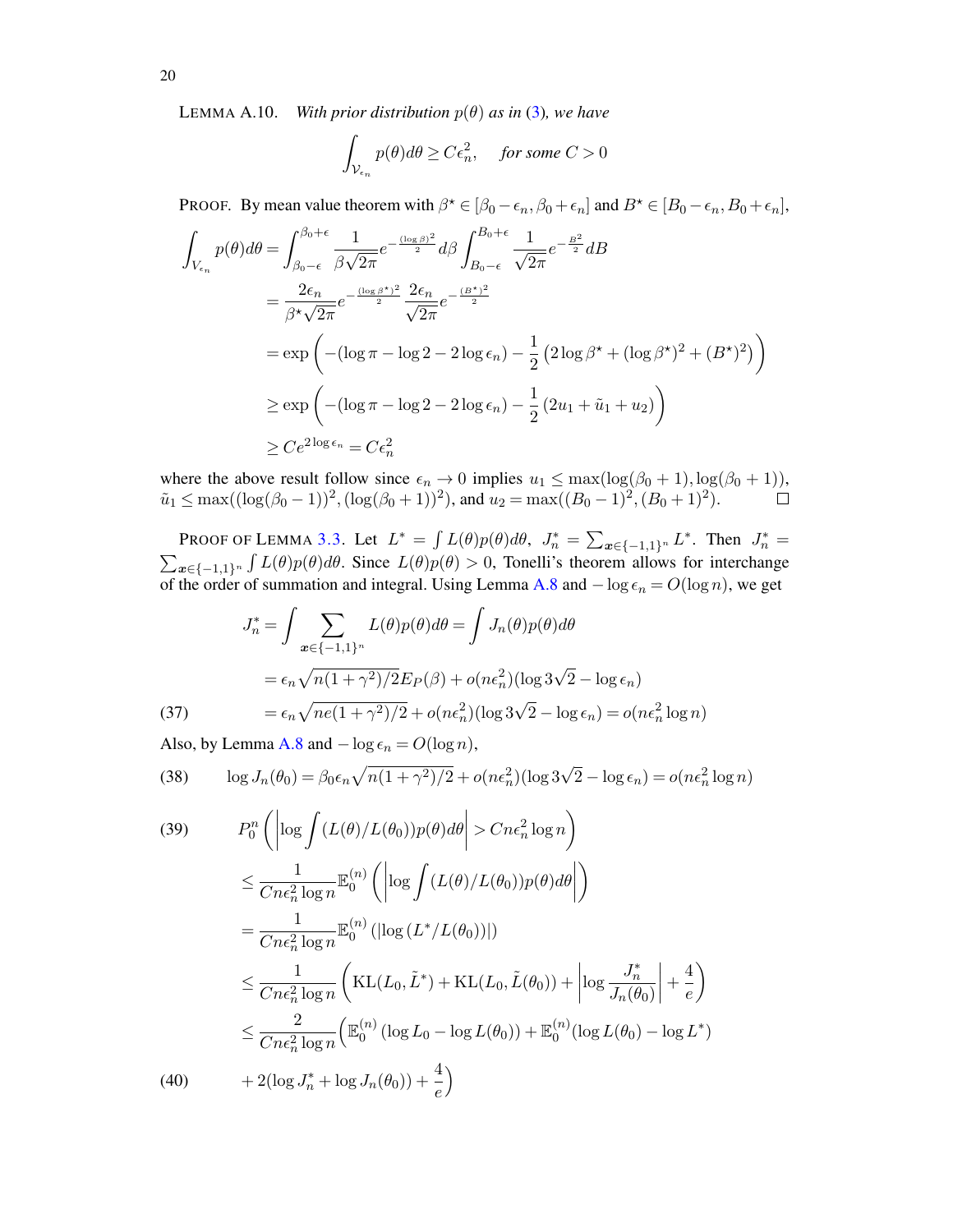LEMMA A.10. *With prior distribution $p(\theta)$ as in (3), we have*

$$\int_{\mathcal{V}_{\epsilon_n}} p(\theta)d\theta \geq C\epsilon_n^2, \quad \textit{for some } C > 0$$

PROOF. By mean value theorem with $\beta^\star \in [\beta_0 - \epsilon_n, \beta_0 + \epsilon_n]$ and $B^\star \in [B_0 - \epsilon_n, B_0 + \epsilon_n]$,

$$\begin{aligned}
\int_{V_{\epsilon_n}} p(\theta)d\theta &= \int_{\beta_0-\epsilon}^{\beta_0+\epsilon} \frac{1}{\beta\sqrt{2\pi}} e^{-\frac{(\log\beta)^2}{2}} d\beta \int_{B_0-\epsilon}^{B_0+\epsilon} \frac{1}{\sqrt{2\pi}} e^{-\frac{B^2}{2}} dB \\
&= \frac{2\epsilon_n}{\beta^\star\sqrt{2\pi}} e^{-\frac{(\log\beta^\star)^2}{2}} \frac{2\epsilon_n}{\sqrt{2\pi}} e^{-\frac{(B^\star)^2}{2}} \\
&= \exp\left(-(\log\pi - \log 2 - 2\log\epsilon_n) - \frac{1}{2}\left(2\log\beta^\star + (\log\beta^\star)^2 + (B^\star)^2\right)\right) \\
&\geq \exp\left(-(\log\pi - \log 2 - 2\log\epsilon_n) - \frac{1}{2}\left(2u_1 + \tilde{u}_1 + u_2\right)\right) \\
&\geq Ce^{2\log\epsilon_n} = C\epsilon_n^2
\end{aligned}$$

where the above result follow since $\epsilon_n \to 0$ implies $u_1 \leq \max(\log(\beta_0+1), \log(\beta_0+1))$, $\tilde{u}_1 \leq \max((\log(\beta_0-1))^2, (\log(\beta_0+1))^2)$, and $u_2 = \max((B_0-1)^2, (B_0+1)^2)$. ☐

PROOF OF LEMMA 3.3. Let $L^* = \int L(\theta)p(\theta)d\theta$, $J_n^* = \sum_{\boldsymbol{x}\in\{-1,1\}^n} L^*$. Then $J_n^* = \sum_{\boldsymbol{x}\in\{-1,1\}^n} \int L(\theta)p(\theta)d\theta$. Since $L(\theta)p(\theta) > 0$, Tonelli's theorem allows for interchange of the order of summation and integral. Using Lemma A.8 and $-\log\epsilon_n = O(\log n)$, we get

$$\begin{aligned}
J_n^* &= \int \sum_{\boldsymbol{x}\in\{-1,1\}^n} L(\theta)p(\theta)d\theta = \int J_n(\theta)p(\theta)d\theta \\
&= \epsilon_n\sqrt{n(1+\gamma^2)/2}E_P(\beta) + o(n\epsilon_n^2)(\log 3\sqrt{2} - \log\epsilon_n) \\
&= \epsilon_n\sqrt{ne(1+\gamma^2)/2} + o(n\epsilon_n^2)(\log 3\sqrt{2} - \log\epsilon_n) = o(n\epsilon_n^2\log n) \qquad (37)
\end{aligned}$$

Also, by Lemma A.8 and $-\log\epsilon_n = O(\log n)$,

$$\log J_n(\theta_0) = \beta_0\epsilon_n\sqrt{n(1+\gamma^2)/2} + o(n\epsilon_n^2)(\log 3\sqrt{2} - \log\epsilon_n) = o(n\epsilon_n^2\log n) \qquad (38)$$

$$\begin{aligned}
&P_0^n\left(\left|\log\int(L(\theta)/L(\theta_0))p(\theta)d\theta\right| > Cn\epsilon_n^2\log n\right) \qquad (39) \\
&\leq \frac{1}{Cn\epsilon_n^2\log n}\mathbb{E}_0^{(n)}\left(\left|\log\int(L(\theta)/L(\theta_0))p(\theta)d\theta\right|\right) \\
&= \frac{1}{Cn\epsilon_n^2\log n}\mathbb{E}_0^{(n)}\left(\left|\log\left(L^*/L(\theta_0)\right)\right|\right) \\
&\leq \frac{1}{Cn\epsilon_n^2\log n}\left(\mathrm{KL}(L_0, \tilde{L}^*) + \mathrm{KL}(L_0, \tilde{L}(\theta_0)) + \left|\log\frac{J_n^*}{J_n(\theta_0)}\right| + \frac{4}{e}\right) \\
&\leq \frac{2}{Cn\epsilon_n^2\log n}\Big(\mathbb{E}_0^{(n)}\left(\log L_0 - \log L(\theta_0)\right) + \mathbb{E}_0^{(n)}(\log L(\theta_0) - \log L^*) \\
&\quad + 2(\log J_n^* + \log J_n(\theta_0)) + \frac{4}{e}\Big) \qquad (40)
\end{aligned}$$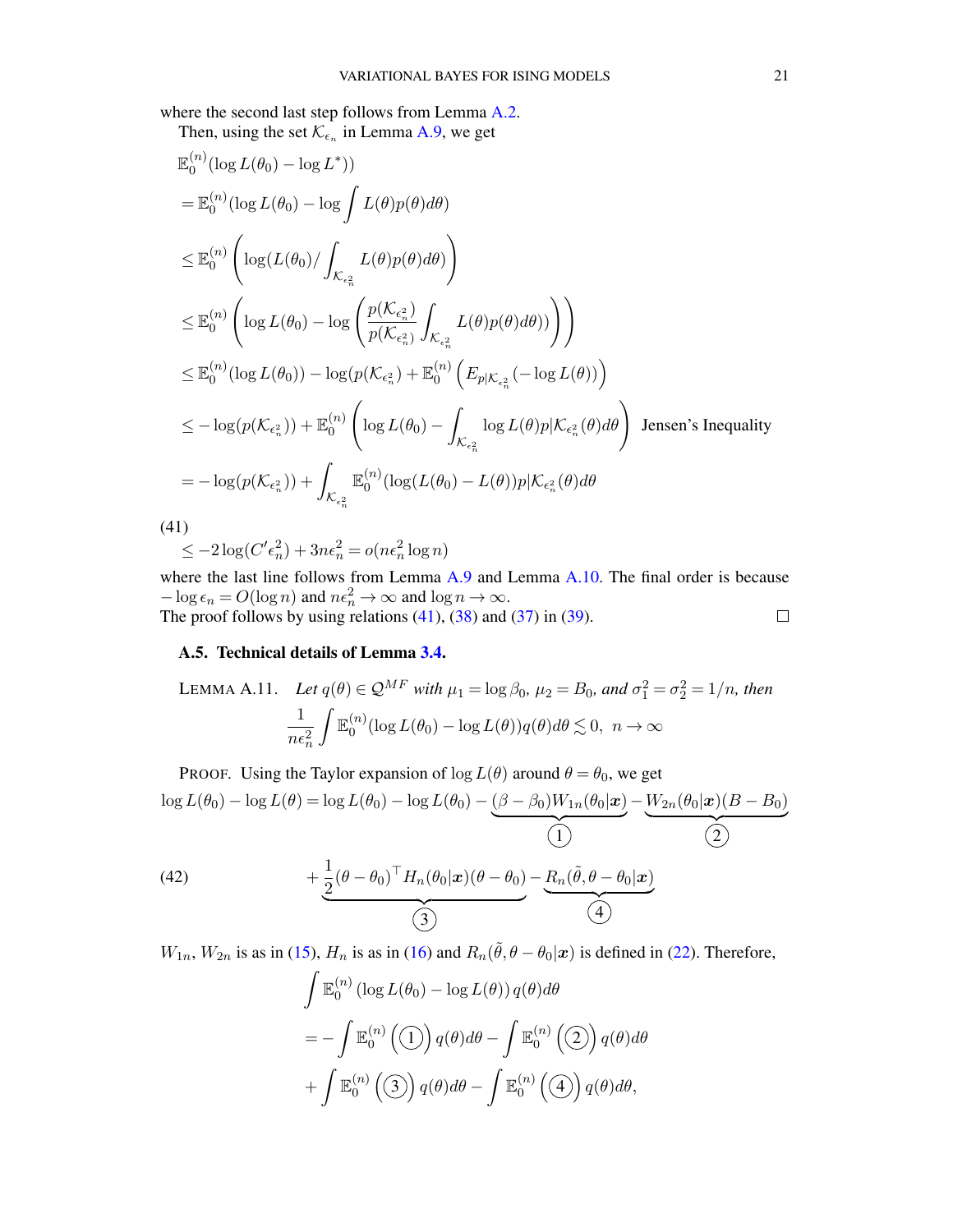where the second last step follows from Lemma A.2.

Then, using the set $\mathcal{K}_{\epsilon_n}$ in Lemma A.9, we get

$$
\begin{aligned}
&\mathbb{E}_0^{(n)}(\log L(\theta_0) - \log L^*)) \\
&= \mathbb{E}_0^{(n)}(\log L(\theta_0) - \log \int L(\theta)p(\theta)d\theta) \\
&\leq \mathbb{E}_0^{(n)}\left(\log(L(\theta_0)/\int_{\mathcal{K}_{\epsilon_n^2}} L(\theta)p(\theta)d\theta)\right) \\
&\leq \mathbb{E}_0^{(n)}\left(\log L(\theta_0) - \log\left(\frac{p(\mathcal{K}_{\epsilon_n^2})}{p(\mathcal{K}_{\epsilon_n^2})}\int_{\mathcal{K}_{\epsilon_n^2}} L(\theta)p(\theta)d\theta)\right)\right) \\
&\leq \mathbb{E}_0^{(n)}(\log L(\theta_0)) - \log(p(\mathcal{K}_{\epsilon_n^2}) + \mathbb{E}_0^{(n)}\left(E_{p|\mathcal{K}_{\epsilon_n^2}}(-\log L(\theta))\right) \\
&\leq -\log(p(\mathcal{K}_{\epsilon_n^2})) + \mathbb{E}_0^{(n)}\left(\log L(\theta_0) - \int_{\mathcal{K}_{\epsilon_n^2}} \log L(\theta)p|\mathcal{K}_{\epsilon_n^2}(\theta)d\theta\right) \quad \text{Jensen's Inequality} \\
&= -\log(p(\mathcal{K}_{\epsilon_n^2})) + \int_{\mathcal{K}_{\epsilon_n^2}} \mathbb{E}_0^{(n)}(\log(L(\theta_0) - L(\theta))p|\mathcal{K}_{\epsilon_n^2}(\theta)d\theta
\end{aligned}
$$

$$
\leq -2\log(C'\epsilon_n^2) + 3n\epsilon_n^2 = o(n\epsilon_n^2 \log n) \tag{41}
$$

where the last line follows from Lemma A.9 and Lemma A.10. The final order is because $-\log \epsilon_n = O(\log n)$ and $n\epsilon_n^2 \to \infty$ and $\log n \to \infty$.
The proof follows by using relations (41), (38) and (37) in (39). ☐

### A.5. Technical details of Lemma 3.4.

LEMMA A.11. *Let $q(\theta) \in \mathcal{Q}^{MF}$ with $\mu_1 = \log \beta_0$, $\mu_2 = B_0$, and $\sigma_1^2 = \sigma_2^2 = 1/n$, then*

$$
\frac{1}{n\epsilon_n^2}\int \mathbb{E}_0^{(n)}(\log L(\theta_0) - \log L(\theta))q(\theta)d\theta \lesssim 0, \quad n \to \infty
$$

PROOF. Using the Taylor expansion of $\log L(\theta)$ around $\theta = \theta_0$, we get

$$
\begin{aligned}
\log L(\theta_0) - \log L(\theta) = \log L(\theta_0) - \log L(\theta_0) - \underbrace{(\beta - \beta_0)W_{1n}(\theta_0|\boldsymbol{x})}_{①} - \underbrace{W_{2n}(\theta_0|\boldsymbol{x})(B - B_0)}_{②} \\
+ \underbrace{\frac{1}{2}(\theta - \theta_0)^\top H_n(\theta_0|\boldsymbol{x})(\theta - \theta_0)}_{③} - \underbrace{R_n(\tilde{\theta}, \theta - \theta_0|\boldsymbol{x})}_{④}
\end{aligned}
\tag{42}
$$

$W_{1n}$, $W_{2n}$ is as in (15), $H_n$ is as in (16) and $R_n(\tilde{\theta}, \theta - \theta_0|\boldsymbol{x})$ is defined in (22). Therefore,

$$
\begin{aligned}
&\int \mathbb{E}_0^{(n)}\left(\log L(\theta_0) - \log L(\theta)\right)q(\theta)d\theta \\
&= -\int \mathbb{E}_0^{(n)}\left(①\right)q(\theta)d\theta - \int \mathbb{E}_0^{(n)}\left(②\right)q(\theta)d\theta \\
&+ \int \mathbb{E}_0^{(n)}\left(③\right)q(\theta)d\theta - \int \mathbb{E}_0^{(n)}\left(④\right)q(\theta)d\theta,
\end{aligned}
$$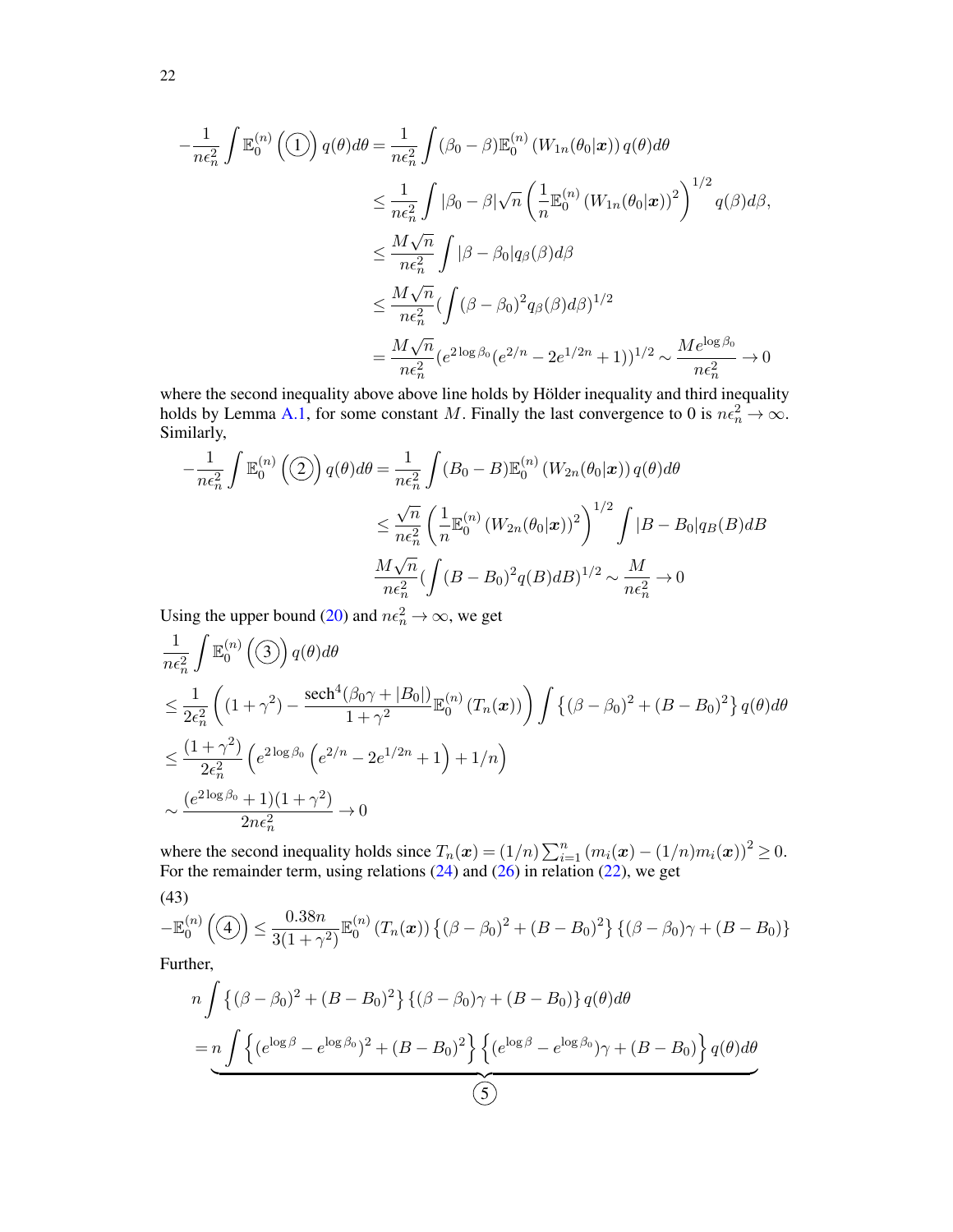$$
\begin{aligned}
-\frac{1}{n\epsilon_n^2}\int \mathbb{E}_0^{(n)}\left(①\right)q(\theta)d\theta &= \frac{1}{n\epsilon_n^2}\int (\beta_0-\beta)\mathbb{E}_0^{(n)}\left(W_{1n}(\theta_0|\boldsymbol{x})\right)q(\theta)d\theta \\
&\leq \frac{1}{n\epsilon_n^2}\int |\beta_0-\beta|\sqrt{n}\left(\frac{1}{n}\mathbb{E}_0^{(n)}\left(W_{1n}(\theta_0|\boldsymbol{x})\right)^2\right)^{1/2}q(\beta)d\beta, \\
&\leq \frac{M\sqrt{n}}{n\epsilon_n^2}\int |\beta-\beta_0|q_\beta(\beta)d\beta \\
&\leq \frac{M\sqrt{n}}{n\epsilon_n^2}\left(\int (\beta-\beta_0)^2 q_\beta(\beta)d\beta\right)^{1/2} \\
&= \frac{M\sqrt{n}}{n\epsilon_n^2}\left(e^{2\log\beta_0}(e^{2/n}-2e^{1/2n}+1)\right)^{1/2} \sim \frac{Me^{\log\beta_0}}{n\epsilon_n^2} \to 0
\end{aligned}
$$

where the second inequality above above line holds by Hölder inequality and third inequality holds by Lemma A.1, for some constant $M$. Finally the last convergence to 0 is $n\epsilon_n^2 \to \infty$. Similarly,

$$
\begin{aligned}
-\frac{1}{n\epsilon_n^2}\int \mathbb{E}_0^{(n)}\left(②\right)q(\theta)d\theta &= \frac{1}{n\epsilon_n^2}\int (B_0-B)\mathbb{E}_0^{(n)}\left(W_{2n}(\theta_0|\boldsymbol{x})\right)q(\theta)d\theta \\
&\leq \frac{\sqrt{n}}{n\epsilon_n^2}\left(\frac{1}{n}\mathbb{E}_0^{(n)}\left(W_{2n}(\theta_0|\boldsymbol{x})\right)^2\right)^{1/2}\int |B-B_0|q_B(B)dB \\
&\frac{M\sqrt{n}}{n\epsilon_n^2}\left(\int (B-B_0)^2 q(B)dB\right)^{1/2} \sim \frac{M}{n\epsilon_n^2} \to 0
\end{aligned}
$$

Using the upper bound (20) and $n\epsilon_n^2 \to \infty$, we get

$$
\begin{aligned}
&\frac{1}{n\epsilon_n^2}\int \mathbb{E}_0^{(n)}\left(③\right)q(\theta)d\theta \\
&\leq \frac{1}{2\epsilon_n^2}\left((1+\gamma^2) - \frac{\text{sech}^4(\beta_0\gamma+|B_0|)}{1+\gamma^2}\mathbb{E}_0^{(n)}\left(T_n(\boldsymbol{x})\right)\right)\int \left\{(\beta-\beta_0)^2+(B-B_0)^2\right\}q(\theta)d\theta \\
&\leq \frac{(1+\gamma^2)}{2\epsilon_n^2}\left(e^{2\log\beta_0}\left(e^{2/n}-2e^{1/2n}+1\right)+1/n\right) \\
&\sim \frac{(e^{2\log\beta_0}+1)(1+\gamma^2)}{2n\epsilon_n^2} \to 0
\end{aligned}
$$

where the second inequality holds since $T_n(\boldsymbol{x}) = (1/n)\sum_{i=1}^n (m_i(\boldsymbol{x})-(1/n)m_i(\boldsymbol{x}))^2 \geq 0$. For the remainder term, using relations (24) and (26) in relation (22), we get

(43)

$$
-\mathbb{E}_0^{(n)}\left(④\right) \leq \frac{0.38n}{3(1+\gamma^2)}\mathbb{E}_0^{(n)}\left(T_n(\boldsymbol{x})\right)\left\{(\beta-\beta_0)^2+(B-B_0)^2\right\}\left\{(\beta-\beta_0)\gamma+(B-B_0)\right\}
$$

Further,

$$
\begin{aligned}
&n\int \left\{(\beta-\beta_0)^2+(B-B_0)^2\right\}\left\{(\beta-\beta_0)\gamma+(B-B_0)\right\}q(\theta)d\theta \\
&= \underbrace{n\int \left\{(e^{\log\beta}-e^{\log\beta_0})^2+(B-B_0)^2\right\}\left\{(e^{\log\beta}-e^{\log\beta_0})\gamma+(B-B_0)\right\}q(\theta)d\theta}_{⑤}
\end{aligned}
$$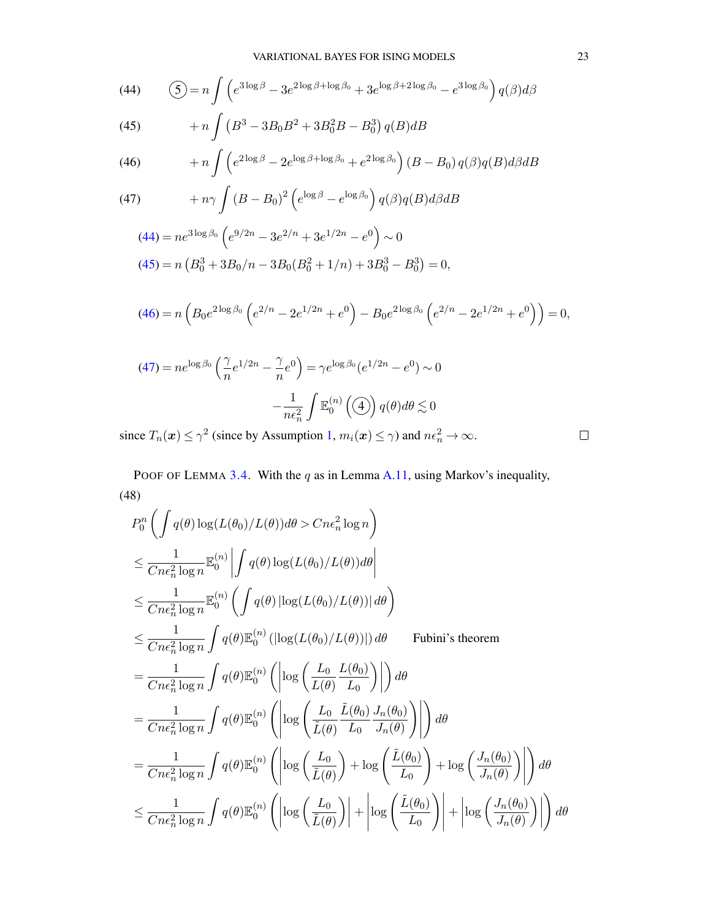$$\textcircled{5} = n\int \left(e^{3\log\beta} - 3e^{2\log\beta+\log\beta_0} + 3e^{\log\beta+2\log\beta_0} - e^{3\log\beta_0}\right) q(\beta)d\beta \tag{44}$$

$$+\, n\int \left(B^3 - 3B_0B^2 + 3B_0^2B - B_0^3\right) q(B)dB \tag{45}$$

$$+\, n\int \left(e^{2\log\beta} - 2e^{\log\beta+\log\beta_0} + e^{2\log\beta_0}\right)(B - B_0)\, q(\beta)q(B)d\beta dB \tag{46}$$

$$+\, n\gamma\int (B - B_0)^2\left(e^{\log\beta} - e^{\log\beta_0}\right) q(\beta)q(B)d\beta dB \tag{47}$$

$$(44) = ne^{3\log\beta_0}\left(e^{9/2n} - 3e^{2/n} + 3e^{1/2n} - e^0\right) \sim 0$$

$$(45) = n\left(B_0^3 + 3B_0/n - 3B_0(B_0^2 + 1/n) + 3B_0^3 - B_0^3\right) = 0,$$

$$(46) = n\left(B_0e^{2\log\beta_0}\left(e^{2/n} - 2e^{1/2n} + e^0\right) - B_0e^{2\log\beta_0}\left(e^{2/n} - 2e^{1/2n} + e^0\right)\right) = 0,$$

$$(47) = ne^{\log\beta_0}\left(\frac{\gamma}{n}e^{1/2n} - \frac{\gamma}{n}e^0\right) = \gamma e^{\log\beta_0}(e^{1/2n} - e^0) \sim 0$$

$$-\frac{1}{n\epsilon_n^2}\int \mathbb{E}_0^{(n)}\left(\textcircled{4}\right) q(\theta)d\theta \lesssim 0$$

since $T_n(\boldsymbol{x}) \leq \gamma^2$ (since by Assumption 1, $m_i(\boldsymbol{x}) \leq \gamma$) and $n\epsilon_n^2 \to \infty$. □

POOF OF LEMMA 3.4. With the $q$ as in Lemma A.11, using Markov's inequality,

(48)

$$\begin{aligned}
&P_0^n\left(\int q(\theta)\log(L(\theta_0)/L(\theta))d\theta > Cn\epsilon_n^2\log n\right)\\
&\leq \frac{1}{Cn\epsilon_n^2\log n}\mathbb{E}_0^{(n)}\left|\int q(\theta)\log(L(\theta_0)/L(\theta))d\theta\right|\\
&\leq \frac{1}{Cn\epsilon_n^2\log n}\mathbb{E}_0^{(n)}\left(\int q(\theta)\left|\log(L(\theta_0)/L(\theta))\right|d\theta\right)\\
&\leq \frac{1}{Cn\epsilon_n^2\log n}\int q(\theta)\mathbb{E}_0^{(n)}\left(\left|\log(L(\theta_0)/L(\theta))\right|\right)d\theta \qquad \text{Fubini's theorem}\\
&= \frac{1}{Cn\epsilon_n^2\log n}\int q(\theta)\mathbb{E}_0^{(n)}\left(\left|\log\left(\frac{L_0}{L(\theta)}\frac{L(\theta_0)}{L_0}\right)\right|\right)d\theta\\
&= \frac{1}{Cn\epsilon_n^2\log n}\int q(\theta)\mathbb{E}_0^{(n)}\left(\left|\log\left(\frac{L_0}{\tilde{L}(\theta)}\frac{\tilde{L}(\theta_0)}{L_0}\frac{J_n(\theta_0)}{J_n(\theta)}\right)\right|\right)d\theta\\
&= \frac{1}{Cn\epsilon_n^2\log n}\int q(\theta)\mathbb{E}_0^{(n)}\left(\left|\log\left(\frac{L_0}{\tilde{L}(\theta)}\right) + \log\left(\frac{\tilde{L}(\theta_0)}{L_0}\right) + \log\left(\frac{J_n(\theta_0)}{J_n(\theta)}\right)\right|\right)d\theta\\
&\leq \frac{1}{Cn\epsilon_n^2\log n}\int q(\theta)\mathbb{E}_0^{(n)}\left(\left|\log\left(\frac{L_0}{\tilde{L}(\theta)}\right)\right| + \left|\log\left(\frac{\tilde{L}(\theta_0)}{L_0}\right)\right| + \left|\log\left(\frac{J_n(\theta_0)}{J_n(\theta)}\right)\right|\right)d\theta
\end{aligned}$$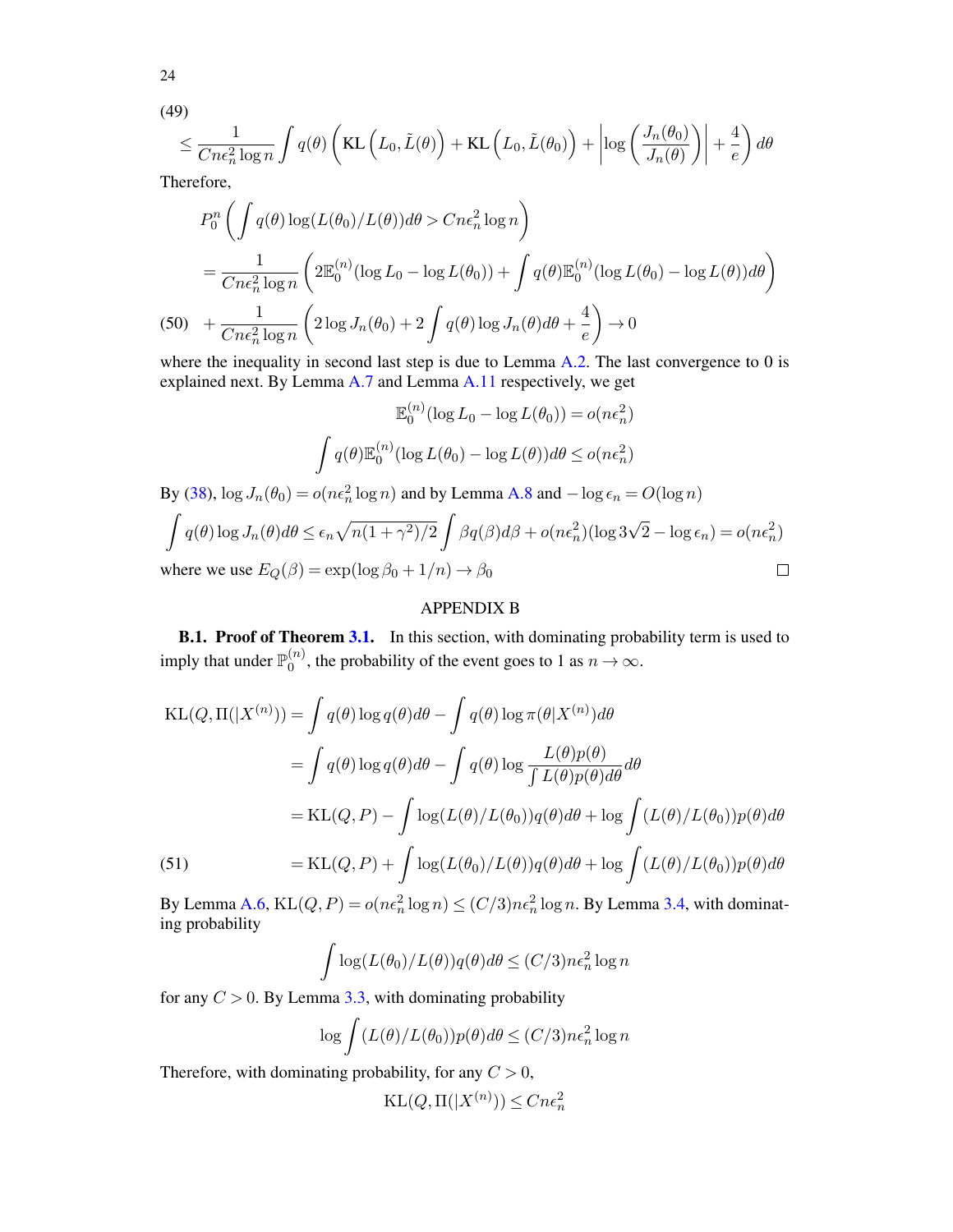(49)

$$\leq \frac{1}{Cn\epsilon_n^2 \log n} \int q(\theta) \left( \mathrm{KL}\left(L_0, \tilde{L}(\theta)\right) + \mathrm{KL}\left(L_0, \tilde{L}(\theta_0)\right) + \left| \log\left( \frac{J_n(\theta_0)}{J_n(\theta)} \right) \right| + \frac{4}{e} \right) d\theta$$

Therefore,

$$P_0^n \left( \int q(\theta) \log(L(\theta_0)/L(\theta)) d\theta > Cn\epsilon_n^2 \log n \right)$$

$$= \frac{1}{Cn\epsilon_n^2 \log n} \left( 2\mathbb{E}_0^{(n)}(\log L_0 - \log L(\theta_0)) + \int q(\theta) \mathbb{E}_0^{(n)}(\log L(\theta_0) - \log L(\theta)) d\theta \right)$$

$$+ \frac{1}{Cn\epsilon_n^2 \log n} \left( 2 \log J_n(\theta_0) + 2 \int q(\theta) \log J_n(\theta) d\theta + \frac{4}{e} \right) \to 0 \tag{50}$$

where the inequality in second last step is due to Lemma A.2. The last convergence to 0 is explained next. By Lemma A.7 and Lemma A.11 respectively, we get

$$\mathbb{E}_0^{(n)}(\log L_0 - \log L(\theta_0)) = o(n\epsilon_n^2)$$

$$\int q(\theta) \mathbb{E}_0^{(n)}(\log L(\theta_0) - \log L(\theta)) d\theta \leq o(n\epsilon_n^2)$$

By (38), $\log J_n(\theta_0) = o(n\epsilon_n^2 \log n)$ and by Lemma A.8 and $-\log \epsilon_n = O(\log n)$

$$\int q(\theta) \log J_n(\theta) d\theta \leq \epsilon_n \sqrt{n(1+\gamma^2)/2} \int \beta q(\beta) d\beta + o(n\epsilon_n^2)(\log 3\sqrt{2} - \log \epsilon_n) = o(n\epsilon_n^2)$$

where we use $E_Q(\beta) = \exp(\log \beta_0 + 1/n) \to \beta_0$ □

## APPENDIX B

**B.1. Proof of Theorem 3.1.** In this section, with dominating probability term is used to imply that under $\mathbb{P}_0^{(n)}$, the probability of the event goes to 1 as $n \to \infty$.

$$\mathrm{KL}(Q, \Pi(|X^{(n)})) = \int q(\theta) \log q(\theta) d\theta - \int q(\theta) \log \pi(\theta|X^{(n)}) d\theta$$

$$= \int q(\theta) \log q(\theta) d\theta - \int q(\theta) \log \frac{L(\theta) p(\theta)}{\int L(\theta) p(\theta) d\theta} d\theta$$

$$= \mathrm{KL}(Q, P) - \int \log(L(\theta)/L(\theta_0)) q(\theta) d\theta + \log \int (L(\theta)/L(\theta_0)) p(\theta) d\theta$$

$$= \mathrm{KL}(Q, P) + \int \log(L(\theta_0)/L(\theta)) q(\theta) d\theta + \log \int (L(\theta)/L(\theta_0)) p(\theta) d\theta \tag{51}$$

By Lemma A.6, $\mathrm{KL}(Q, P) = o(n\epsilon_n^2 \log n) \leq (C/3) n\epsilon_n^2 \log n$. By Lemma 3.4, with dominating probability

$$\int \log(L(\theta_0)/L(\theta)) q(\theta) d\theta \leq (C/3) n\epsilon_n^2 \log n$$

for any $C > 0$. By Lemma 3.3, with dominating probability

$$\log \int (L(\theta)/L(\theta_0)) p(\theta) d\theta \leq (C/3) n\epsilon_n^2 \log n$$

Therefore, with dominating probability, for any $C > 0$,

$$\mathrm{KL}(Q, \Pi(|X^{(n)})) \leq Cn\epsilon_n^2$$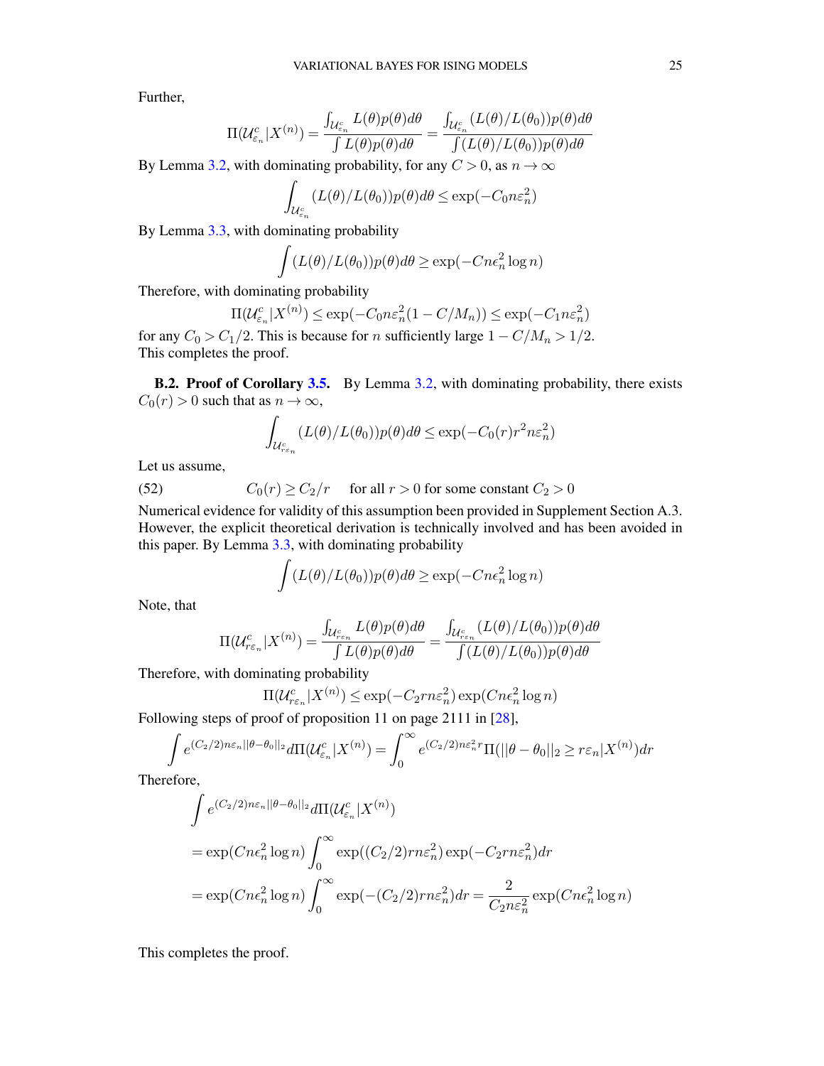Further,

$$\Pi(\mathcal{U}_{\varepsilon_n}^c|X^{(n)}) = \frac{\int_{\mathcal{U}_{\varepsilon_n}^c} L(\theta)p(\theta)d\theta}{\int L(\theta)p(\theta)d\theta} = \frac{\int_{\mathcal{U}_{\varepsilon_n}^c} (L(\theta)/L(\theta_0))p(\theta)d\theta}{\int (L(\theta)/L(\theta_0))p(\theta)d\theta}$$

By Lemma 3.2, with dominating probability, for any $C > 0$, as $n \to \infty$

$$\int_{\mathcal{U}_{\varepsilon_n}^c} (L(\theta)/L(\theta_0))p(\theta)d\theta \leq \exp(-C_0 n\varepsilon_n^2)$$

By Lemma 3.3, with dominating probability

$$\int (L(\theta)/L(\theta_0))p(\theta)d\theta \geq \exp(-Cn\epsilon_n^2 \log n)$$

Therefore, with dominating probability

$$\Pi(\mathcal{U}_{\varepsilon_n}^c|X^{(n)}) \leq \exp(-C_0 n\varepsilon_n^2(1 - C/M_n)) \leq \exp(-C_1 n\varepsilon_n^2)$$

for any $C_0 > C_1/2$. This is because for $n$ sufficiently large $1 - C/M_n > 1/2$. This completes the proof.

**B.2. Proof of Corollary 3.5.** By Lemma 3.2, with dominating probability, there exists $C_0(r) > 0$ such that as $n \to \infty$,

$$\int_{\mathcal{U}_{r\varepsilon_n}^c} (L(\theta)/L(\theta_0))p(\theta)d\theta \leq \exp(-C_0(r)r^2 n\varepsilon_n^2)$$

Let us assume,

$$C_0(r) \geq C_2/r \quad \text{for all } r > 0 \text{ for some constant } C_2 > 0 \tag{52}$$

Numerical evidence for validity of this assumption been provided in Supplement Section A.3. However, the explicit theoretical derivation is technically involved and has been avoided in this paper. By Lemma 3.3, with dominating probability

$$\int (L(\theta)/L(\theta_0))p(\theta)d\theta \geq \exp(-Cn\epsilon_n^2 \log n)$$

Note, that

$$\Pi(\mathcal{U}_{r\varepsilon_n}^c|X^{(n)}) = \frac{\int_{\mathcal{U}_{r\varepsilon_n}^c} L(\theta)p(\theta)d\theta}{\int L(\theta)p(\theta)d\theta} = \frac{\int_{\mathcal{U}_{r\varepsilon_n}^c} (L(\theta)/L(\theta_0))p(\theta)d\theta}{\int (L(\theta)/L(\theta_0))p(\theta)d\theta}$$

Therefore, with dominating probability

$$\Pi(\mathcal{U}_{r\varepsilon_n}^c|X^{(n)}) \leq \exp(-C_2 rn\varepsilon_n^2)\exp(Cn\epsilon_n^2 \log n)$$

Following steps of proof of proposition 11 on page 2111 in [28],

$$\int e^{(C_2/2)n\varepsilon_n||\theta-\theta_0||_2} d\Pi(\mathcal{U}_{\varepsilon_n}^c|X^{(n)}) = \int_0^\infty e^{(C_2/2)n\varepsilon_n^2 r}\Pi(||\theta-\theta_0||_2 \geq r\varepsilon_n|X^{(n)})dr$$

Therefore,

$$\begin{aligned}
&\int e^{(C_2/2)n\varepsilon_n||\theta-\theta_0||_2} d\Pi(\mathcal{U}_{\varepsilon_n}^c|X^{(n)}) \\
&= \exp(Cn\epsilon_n^2 \log n)\int_0^\infty \exp((C_2/2)rn\varepsilon_n^2)\exp(-C_2 rn\varepsilon_n^2)dr \\
&= \exp(Cn\epsilon_n^2 \log n)\int_0^\infty \exp(-(C_2/2)rn\varepsilon_n^2)dr = \frac{2}{C_2 n\varepsilon_n^2}\exp(Cn\epsilon_n^2 \log n)
\end{aligned}$$

This completes the proof.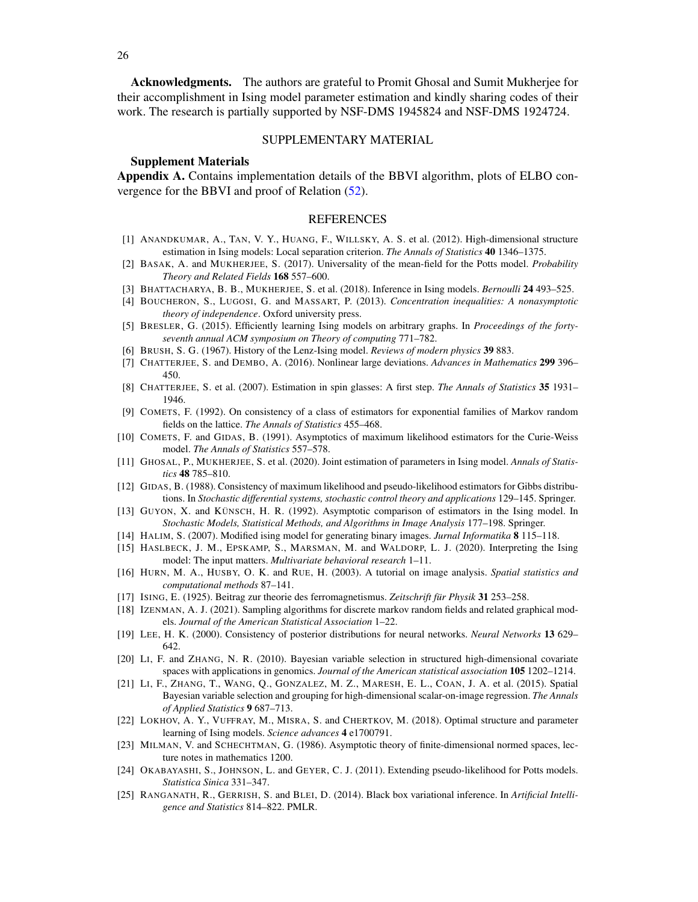**Acknowledgments.** The authors are grateful to Promit Ghosal and Sumit Mukherjee for their accomplishment in Ising model parameter estimation and kindly sharing codes of their work. The research is partially supported by NSF-DMS 1945824 and NSF-DMS 1924724.

## SUPPLEMENTARY MATERIAL

**Supplement Materials**

**Appendix A.** Contains implementation details of the BBVI algorithm, plots of ELBO convergence for the BBVI and proof of Relation (52).

## REFERENCES

[1] ANANDKUMAR, A., TAN, V. Y., HUANG, F., WILLSKY, A. S. et al. (2012). High-dimensional structure estimation in Ising models: Local separation criterion. *The Annals of Statistics* **40** 1346–1375.

[2] BASAK, A. and MUKHERJEE, S. (2017). Universality of the mean-field for the Potts model. *Probability Theory and Related Fields* **168** 557–600.

[3] BHATTACHARYA, B. B., MUKHERJEE, S. et al. (2018). Inference in Ising models. *Bernoulli* **24** 493–525.

[4] BOUCHERON, S., LUGOSI, G. and MASSART, P. (2013). *Concentration inequalities: A nonasymptotic theory of independence*. Oxford university press.

[5] BRESLER, G. (2015). Efficiently learning Ising models on arbitrary graphs. In *Proceedings of the forty-seventh annual ACM symposium on Theory of computing* 771–782.

[6] BRUSH, S. G. (1967). History of the Lenz-Ising model. *Reviews of modern physics* **39** 883.

[7] CHATTERJEE, S. and DEMBO, A. (2016). Nonlinear large deviations. *Advances in Mathematics* **299** 396–450.

[8] CHATTERJEE, S. et al. (2007). Estimation in spin glasses: A first step. *The Annals of Statistics* **35** 1931–1946.

[9] COMETS, F. (1992). On consistency of a class of estimators for exponential families of Markov random fields on the lattice. *The Annals of Statistics* 455–468.

[10] COMETS, F. and GIDAS, B. (1991). Asymptotics of maximum likelihood estimators for the Curie-Weiss model. *The Annals of Statistics* 557–578.

[11] GHOSAL, P., MUKHERJEE, S. et al. (2020). Joint estimation of parameters in Ising model. *Annals of Statistics* **48** 785–810.

[12] GIDAS, B. (1988). Consistency of maximum likelihood and pseudo-likelihood estimators for Gibbs distributions. In *Stochastic differential systems, stochastic control theory and applications* 129–145. Springer.

[13] GUYON, X. and KÜNSCH, H. R. (1992). Asymptotic comparison of estimators in the Ising model. In *Stochastic Models, Statistical Methods, and Algorithms in Image Analysis* 177–198. Springer.

[14] HALIM, S. (2007). Modified ising model for generating binary images. *Jurnal Informatika* **8** 115–118.

[15] HASLBECK, J. M., EPSKAMP, S., MARSMAN, M. and WALDORP, L. J. (2020). Interpreting the Ising model: The input matters. *Multivariate behavioral research* 1–11.

[16] HURN, M. A., HUSBY, O. K. and RUE, H. (2003). A tutorial on image analysis. *Spatial statistics and computational methods* 87–141.

[17] ISING, E. (1925). Beitrag zur theorie des ferromagnetismus. *Zeitschrift für Physik* **31** 253–258.

[18] IZENMAN, A. J. (2021). Sampling algorithms for discrete markov random fields and related graphical models. *Journal of the American Statistical Association* 1–22.

[19] LEE, H. K. (2000). Consistency of posterior distributions for neural networks. *Neural Networks* **13** 629–642.

[20] LI, F. and ZHANG, N. R. (2010). Bayesian variable selection in structured high-dimensional covariate spaces with applications in genomics. *Journal of the American statistical association* **105** 1202–1214.

[21] LI, F., ZHANG, T., WANG, Q., GONZALEZ, M. Z., MARESH, E. L., COAN, J. A. et al. (2015). Spatial Bayesian variable selection and grouping for high-dimensional scalar-on-image regression. *The Annals of Applied Statistics* **9** 687–713.

[22] LOKHOV, A. Y., VUFFRAY, M., MISRA, S. and CHERTKOV, M. (2018). Optimal structure and parameter learning of Ising models. *Science advances* **4** e1700791.

[23] MILMAN, V. and SCHECHTMAN, G. (1986). Asymptotic theory of finite-dimensional normed spaces, lecture notes in mathematics 1200.

[24] OKABAYASHI, S., JOHNSON, L. and GEYER, C. J. (2011). Extending pseudo-likelihood for Potts models. *Statistica Sinica* 331–347.

[25] RANGANATH, R., GERRISH, S. and BLEI, D. (2014). Black box variational inference. In *Artificial Intelligence and Statistics* 814–822. PMLR.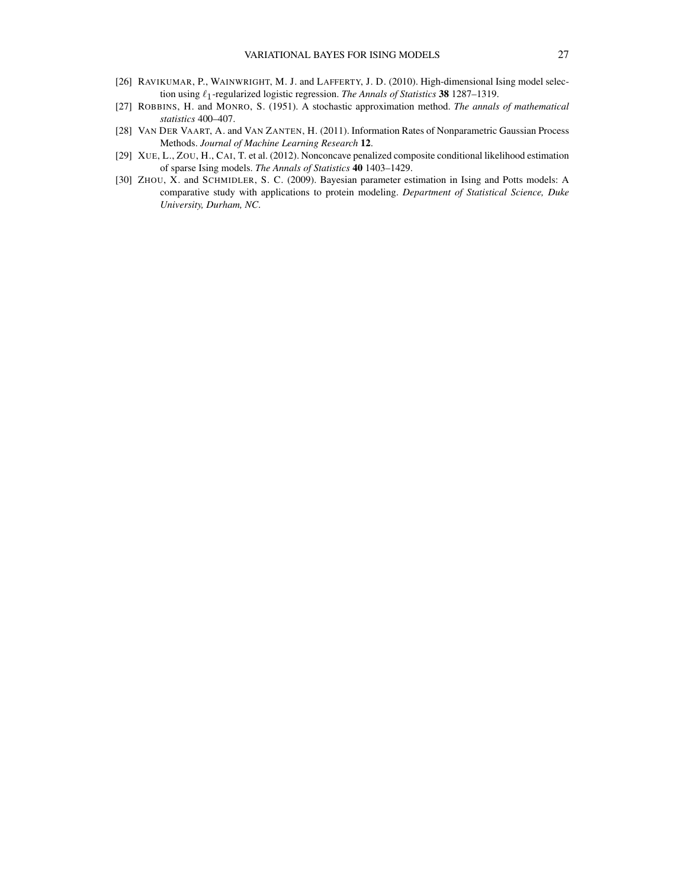[26] Ravikumar, P., Wainwright, M. J. and Lafferty, J. D. (2010). High-dimensional Ising model selection using $\ell_1$-regularized logistic regression. *The Annals of Statistics* **38** 1287–1319.

[27] Robbins, H. and Monro, S. (1951). A stochastic approximation method. *The annals of mathematical statistics* 400–407.

[28] Van Der Vaart, A. and Van Zanten, H. (2011). Information Rates of Nonparametric Gaussian Process Methods. *Journal of Machine Learning Research* **12**.

[29] Xue, L., Zou, H., Cai, T. et al. (2012). Nonconcave penalized composite conditional likelihood estimation of sparse Ising models. *The Annals of Statistics* **40** 1403–1429.

[30] Zhou, X. and Schmidler, S. C. (2009). Bayesian parameter estimation in Ising and Potts models: A comparative study with applications to protein modeling. *Department of Statistical Science, Duke University, Durham, NC*.